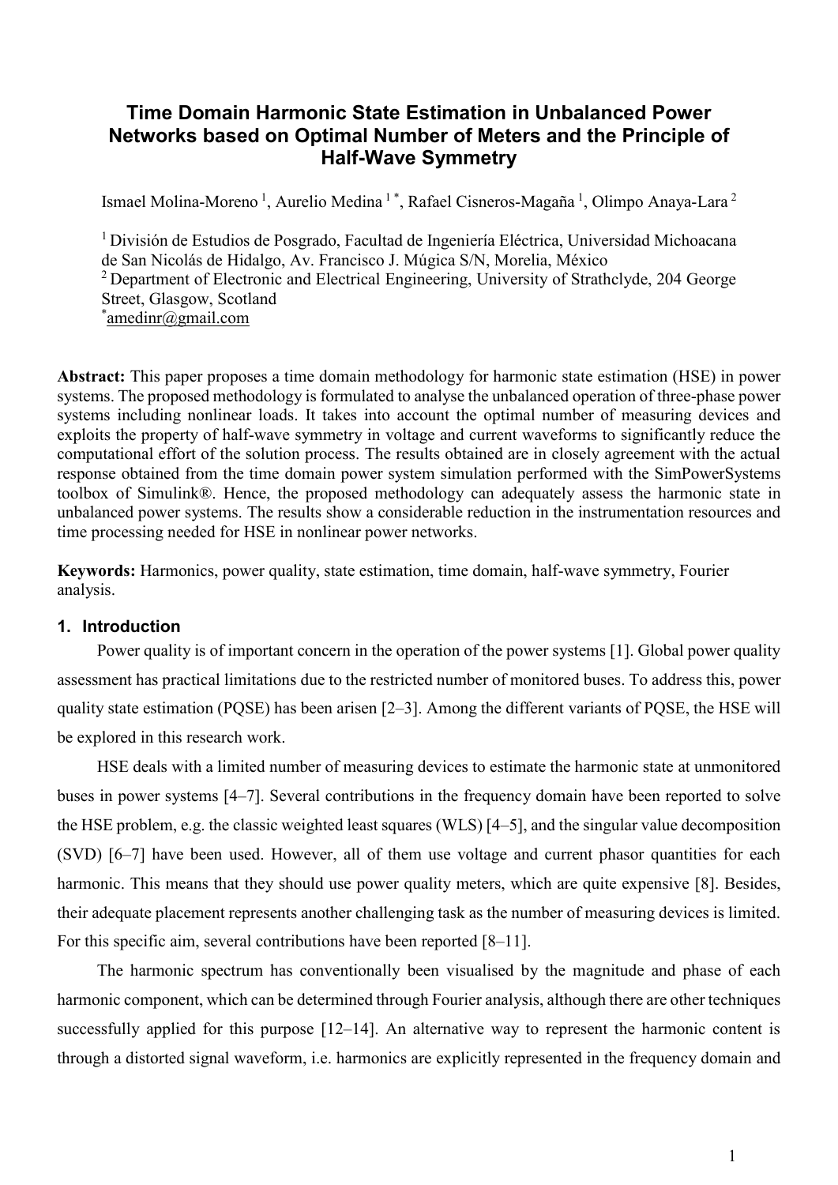# Time Domain Harmonic State Estimation in Unbalanced Power Networks based on Optimal Number of Meters and the Principle of Half-Wave Symmetry

Ismael Molina-Moreno [1], Aurelio Medina [1 *], Rafael Cisneros-Magaña [1], Olimpo Anaya-Lara [2]

[1] División de Estudios de Posgrado, Facultad de Ingeniería Eléctrica, Universidad Michoacana de San Nicolás de Hidalgo, Av. Francisco J. Múgica S/N, Morelia, México
[2] Department of Electronic and Electrical Engineering, University of Strathclyde, 204 George Street, Glasgow, Scotland
[*] amedinr@gmail.com

**Abstract:** This paper proposes a time domain methodology for harmonic state estimation (HSE) in power systems. The proposed methodology is formulated to analyse the unbalanced operation of three-phase power systems including nonlinear loads. It takes into account the optimal number of measuring devices and exploits the property of half-wave symmetry in voltage and current waveforms to significantly reduce the computational effort of the solution process. The results obtained are in closely agreement with the actual response obtained from the time domain power system simulation performed with the SimPowerSystems toolbox of Simulink®. Hence, the proposed methodology can adequately assess the harmonic state in unbalanced power systems. The results show a considerable reduction in the instrumentation resources and time processing needed for HSE in nonlinear power networks.

**Keywords:** Harmonics, power quality, state estimation, time domain, half-wave symmetry, Fourier analysis.

## 1. Introduction

Power quality is of important concern in the operation of the power systems [1]. Global power quality assessment has practical limitations due to the restricted number of monitored buses. To address this, power quality state estimation (PQSE) has been arisen [2–3]. Among the different variants of PQSE, the HSE will be explored in this research work.

HSE deals with a limited number of measuring devices to estimate the harmonic state at unmonitored buses in power systems [4–7]. Several contributions in the frequency domain have been reported to solve the HSE problem, e.g. the classic weighted least squares (WLS) [4–5], and the singular value decomposition (SVD) [6–7] have been used. However, all of them use voltage and current phasor quantities for each harmonic. This means that they should use power quality meters, which are quite expensive [8]. Besides, their adequate placement represents another challenging task as the number of measuring devices is limited. For this specific aim, several contributions have been reported [8–11].

The harmonic spectrum has conventionally been visualised by the magnitude and phase of each harmonic component, which can be determined through Fourier analysis, although there are other techniques successfully applied for this purpose [12–14]. An alternative way to represent the harmonic content is through a distorted signal waveform, i.e. harmonics are explicitly represented in the frequency domain and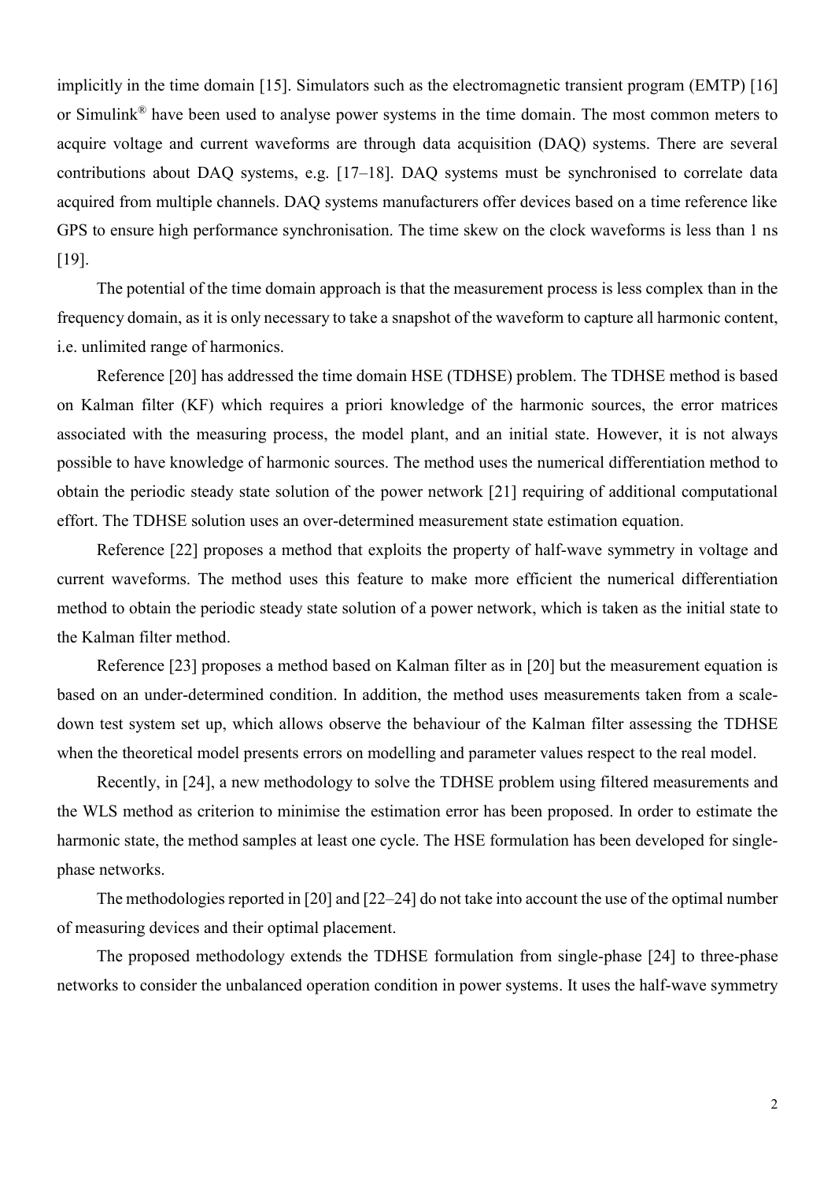implicitly in the time domain [15]. Simulators such as the electromagnetic transient program (EMTP) [16] or Simulink® have been used to analyse power systems in the time domain. The most common meters to acquire voltage and current waveforms are through data acquisition (DAQ) systems. There are several contributions about DAQ systems, e.g. [17–18]. DAQ systems must be synchronised to correlate data acquired from multiple channels. DAQ systems manufacturers offer devices based on a time reference like GPS to ensure high performance synchronisation. The time skew on the clock waveforms is less than 1 ns [19].

The potential of the time domain approach is that the measurement process is less complex than in the frequency domain, as it is only necessary to take a snapshot of the waveform to capture all harmonic content, i.e. unlimited range of harmonics.

Reference [20] has addressed the time domain HSE (TDHSE) problem. The TDHSE method is based on Kalman filter (KF) which requires a priori knowledge of the harmonic sources, the error matrices associated with the measuring process, the model plant, and an initial state. However, it is not always possible to have knowledge of harmonic sources. The method uses the numerical differentiation method to obtain the periodic steady state solution of the power network [21] requiring of additional computational effort. The TDHSE solution uses an over-determined measurement state estimation equation.

Reference [22] proposes a method that exploits the property of half-wave symmetry in voltage and current waveforms. The method uses this feature to make more efficient the numerical differentiation method to obtain the periodic steady state solution of a power network, which is taken as the initial state to the Kalman filter method.

Reference [23] proposes a method based on Kalman filter as in [20] but the measurement equation is based on an under-determined condition. In addition, the method uses measurements taken from a scale-down test system set up, which allows observe the behaviour of the Kalman filter assessing the TDHSE when the theoretical model presents errors on modelling and parameter values respect to the real model.

Recently, in [24], a new methodology to solve the TDHSE problem using filtered measurements and the WLS method as criterion to minimise the estimation error has been proposed. In order to estimate the harmonic state, the method samples at least one cycle. The HSE formulation has been developed for single-phase networks.

The methodologies reported in [20] and [22–24] do not take into account the use of the optimal number of measuring devices and their optimal placement.

The proposed methodology extends the TDHSE formulation from single-phase [24] to three-phase networks to consider the unbalanced operation condition in power systems. It uses the half-wave symmetry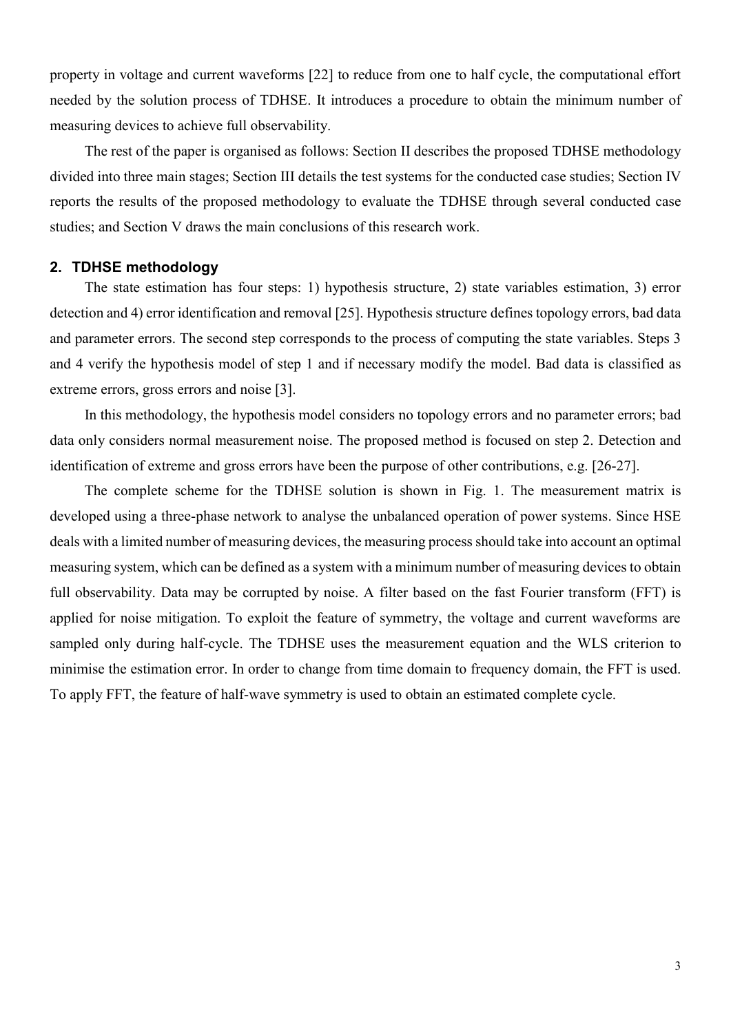property in voltage and current waveforms [22] to reduce from one to half cycle, the computational effort needed by the solution process of TDHSE. It introduces a procedure to obtain the minimum number of measuring devices to achieve full observability.

The rest of the paper is organised as follows: Section II describes the proposed TDHSE methodology divided into three main stages; Section III details the test systems for the conducted case studies; Section IV reports the results of the proposed methodology to evaluate the TDHSE through several conducted case studies; and Section V draws the main conclusions of this research work.

## 2. TDHSE methodology

The state estimation has four steps: 1) hypothesis structure, 2) state variables estimation, 3) error detection and 4) error identification and removal [25]. Hypothesis structure defines topology errors, bad data and parameter errors. The second step corresponds to the process of computing the state variables. Steps 3 and 4 verify the hypothesis model of step 1 and if necessary modify the model. Bad data is classified as extreme errors, gross errors and noise [3].

In this methodology, the hypothesis model considers no topology errors and no parameter errors; bad data only considers normal measurement noise. The proposed method is focused on step 2. Detection and identification of extreme and gross errors have been the purpose of other contributions, e.g. [26-27].

The complete scheme for the TDHSE solution is shown in Fig. 1. The measurement matrix is developed using a three-phase network to analyse the unbalanced operation of power systems. Since HSE deals with a limited number of measuring devices, the measuring process should take into account an optimal measuring system, which can be defined as a system with a minimum number of measuring devices to obtain full observability. Data may be corrupted by noise. A filter based on the fast Fourier transform (FFT) is applied for noise mitigation. To exploit the feature of symmetry, the voltage and current waveforms are sampled only during half-cycle. The TDHSE uses the measurement equation and the WLS criterion to minimise the estimation error. In order to change from time domain to frequency domain, the FFT is used. To apply FFT, the feature of half-wave symmetry is used to obtain an estimated complete cycle.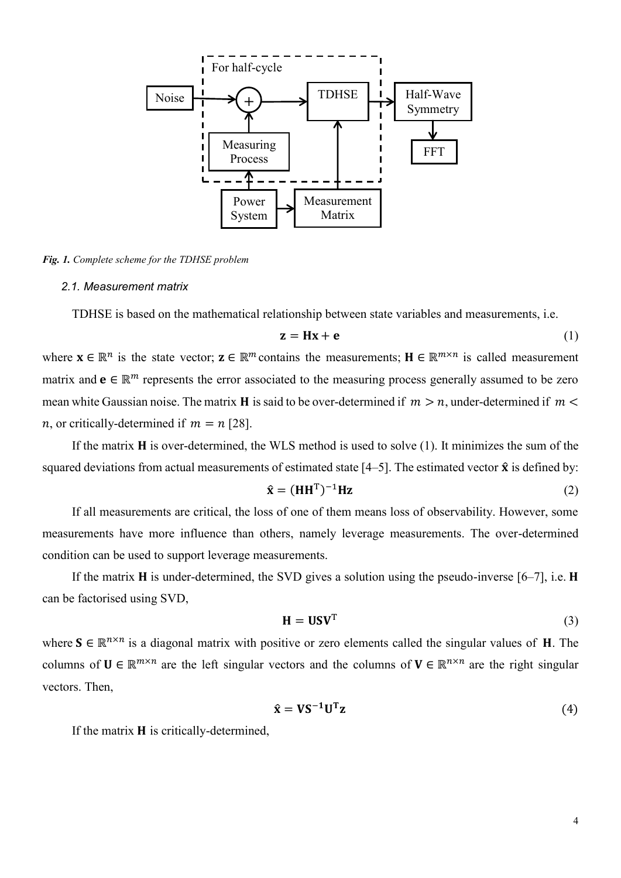*Fig. 1. Complete scheme for the TDHSE problem*

### *2.1. Measurement matrix*

TDHSE is based on the mathematical relationship between state variables and measurements, i.e.

$$\mathbf{z} = \mathbf{H}\mathbf{x} + \mathbf{e} \tag{1}$$

where $\mathbf{x} \in \mathbb{R}^n$ is the state vector; $\mathbf{z} \in \mathbb{R}^m$ contains the measurements; $\mathbf{H} \in \mathbb{R}^{m \times n}$ is called measurement matrix and $\mathbf{e} \in \mathbb{R}^m$ represents the error associated to the measuring process generally assumed to be zero mean white Gaussian noise. The matrix $\mathbf{H}$ is said to be over-determined if $m > n$, under-determined if $m < n$, or critically-determined if $m = n$ [28].

If the matrix $\mathbf{H}$ is over-determined, the WLS method is used to solve (1). It minimizes the sum of the squared deviations from actual measurements of estimated state [4–5]. The estimated vector $\hat{\mathbf{x}}$ is defined by:

$$\hat{\mathbf{x}} = (\mathbf{H}\mathbf{H}^{\mathrm{T}})^{-1}\mathbf{H}\mathbf{z} \tag{2}$$

If all measurements are critical, the loss of one of them means loss of observability. However, some measurements have more influence than others, namely leverage measurements. The over-determined condition can be used to support leverage measurements.

If the matrix $\mathbf{H}$ is under-determined, the SVD gives a solution using the pseudo-inverse [6–7], i.e. $\mathbf{H}$ can be factorised using SVD,

$$\mathbf{H} = \mathbf{U}\mathbf{S}\mathbf{V}^{\mathrm{T}} \tag{3}$$

where $\mathbf{S} \in \mathbb{R}^{n \times n}$ is a diagonal matrix with positive or zero elements called the singular values of $\mathbf{H}$. The columns of $\mathbf{U} \in \mathbb{R}^{m \times n}$ are the left singular vectors and the columns of $\mathbf{V} \in \mathbb{R}^{n \times n}$ are the right singular vectors. Then,

$$\hat{\mathbf{x}} = \mathbf{V}\mathbf{S}^{-1}\mathbf{U}^{\mathrm{T}}\mathbf{z} \tag{4}$$

If the matrix $\mathbf{H}$ is critically-determined,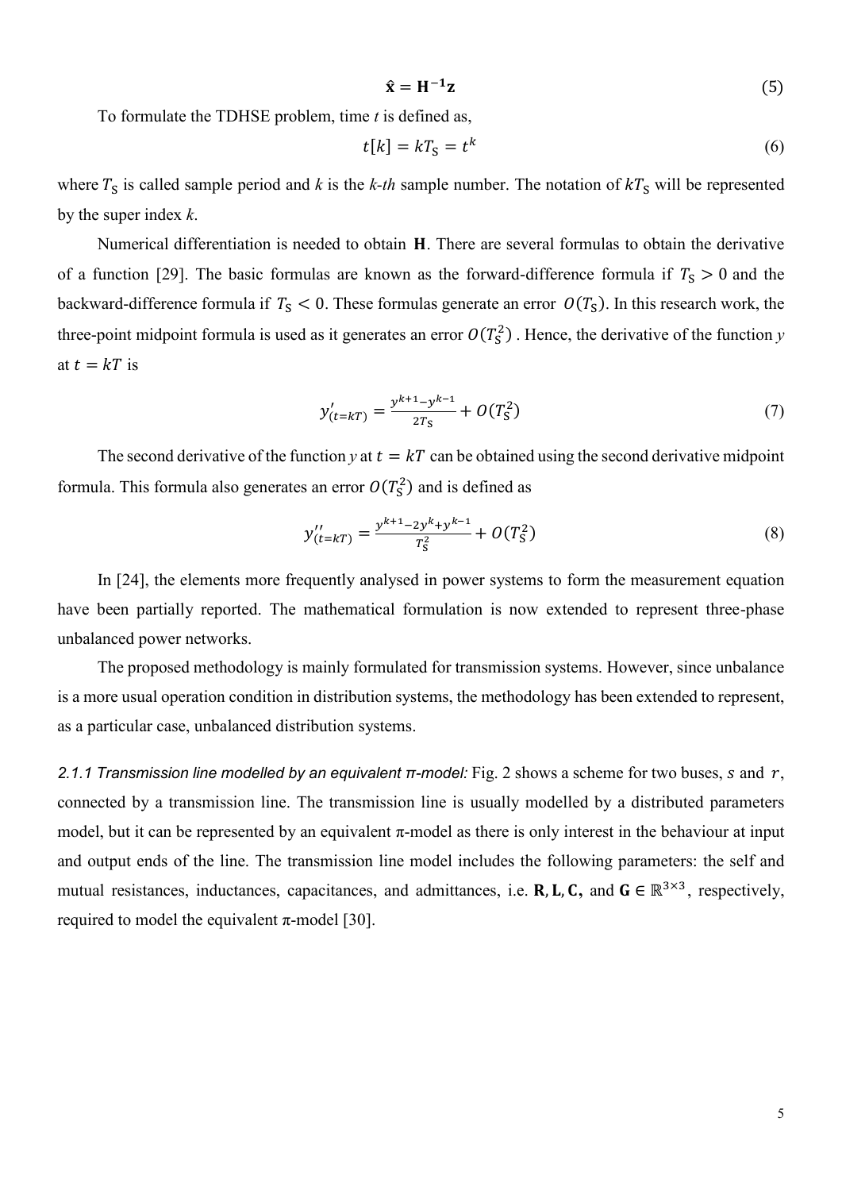$$\hat{\mathbf{x}} = \mathbf{H}^{-1}\mathbf{z} \tag{5}$$

To formulate the TDHSE problem, time *t* is defined as,

$$t[k] = kT_{\mathrm{S}} = t^{k} \tag{6}$$

where $T_{\mathrm{S}}$ is called sample period and *k* is the *k-th* sample number. The notation of $kT_{\mathrm{S}}$ will be represented by the super index *k*.

Numerical differentiation is needed to obtain $\mathbf{H}$. There are several formulas to obtain the derivative of a function [29]. The basic formulas are known as the forward-difference formula if $T_{\mathrm{S}} > 0$ and the backward-difference formula if $T_{\mathrm{S}} < 0$. These formulas generate an error $O(T_{\mathrm{S}})$. In this research work, the three-point midpoint formula is used as it generates an error $O(T_{\mathrm{S}}^{2})$ . Hence, the derivative of the function *y* at $t = kT$ is

$$y'_{(t=kT)} = \frac{y^{k+1} - y^{k-1}}{2T_{\mathrm{S}}} + O(T_{\mathrm{S}}^{2}) \tag{7}$$

The second derivative of the function *y* at $t = kT$ can be obtained using the second derivative midpoint formula. This formula also generates an error $O(T_{\mathrm{S}}^{2})$ and is defined as

$$y''_{(t=kT)} = \frac{y^{k+1} - 2y^{k} + y^{k-1}}{T_{\mathrm{S}}^{2}} + O(T_{\mathrm{S}}^{2}) \tag{8}$$

In [24], the elements more frequently analysed in power systems to form the measurement equation have been partially reported. The mathematical formulation is now extended to represent three-phase unbalanced power networks.

The proposed methodology is mainly formulated for transmission systems. However, since unbalance is a more usual operation condition in distribution systems, the methodology has been extended to represent, as a particular case, unbalanced distribution systems.

*2.1.1 Transmission line modelled by an equivalent π-model:* Fig. 2 shows a scheme for two buses, $s$ and $r$, connected by a transmission line. The transmission line is usually modelled by a distributed parameters model, but it can be represented by an equivalent π-model as there is only interest in the behaviour at input and output ends of the line. The transmission line model includes the following parameters: the self and mutual resistances, inductances, capacitances, and admittances, i.e. $\mathbf{R}, \mathbf{L}, \mathbf{C},$ and $\mathbf{G} \in \mathbb{R}^{3\times 3}$, respectively, required to model the equivalent π-model [30].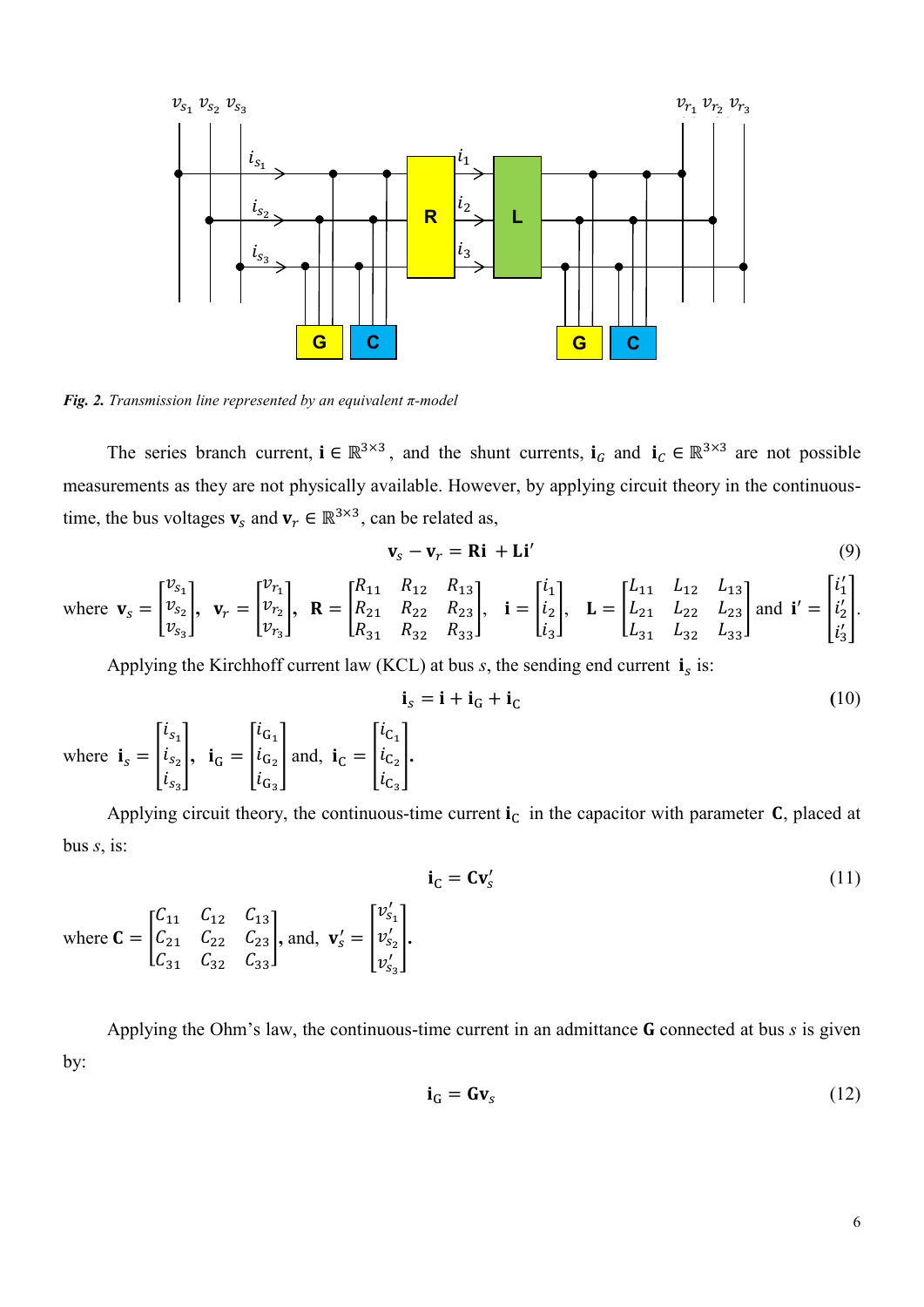*Fig. 2. Transmission line represented by an equivalent π-model*

The series branch current, $\mathbf{i} \in \mathbb{R}^{3\times3}$, and the shunt currents, $\mathbf{i}_G$ and $\mathbf{i}_C \in \mathbb{R}^{3\times3}$ are not possible measurements as they are not physically available. However, by applying circuit theory in the continuous-time, the bus voltages $\mathbf{v}_s$ and $\mathbf{v}_r \in \mathbb{R}^{3\times3}$, can be related as,

$$\mathbf{v}_s - \mathbf{v}_r = \mathbf{R}\mathbf{i} + \mathbf{L}\mathbf{i}' \tag{9}$$

where $\mathbf{v}_s = \begin{bmatrix} v_{s_1} \\ v_{s_2} \\ v_{s_3} \end{bmatrix}$, $\mathbf{v}_r = \begin{bmatrix} v_{r_1} \\ v_{r_2} \\ v_{r_3} \end{bmatrix}$, $\mathbf{R} = \begin{bmatrix} R_{11} & R_{12} & R_{13} \\ R_{21} & R_{22} & R_{23} \\ R_{31} & R_{32} & R_{33} \end{bmatrix}$, $\mathbf{i} = \begin{bmatrix} i_1 \\ i_2 \\ i_3 \end{bmatrix}$, $\mathbf{L} = \begin{bmatrix} L_{11} & L_{12} & L_{13} \\ L_{21} & L_{22} & L_{23} \\ L_{31} & L_{32} & L_{33} \end{bmatrix}$ and $\mathbf{i}' = \begin{bmatrix} i_1' \\ i_2' \\ i_3' \end{bmatrix}$.

Applying the Kirchhoff current law (KCL) at bus *s*, the sending end current $\mathbf{i}_s$ is:

$$\mathbf{i}_s = \mathbf{i} + \mathbf{i}_G + \mathbf{i}_C \tag{10}$$

where $\mathbf{i}_s = \begin{bmatrix} i_{s_1} \\ i_{s_2} \\ i_{s_3} \end{bmatrix}$, $\mathbf{i}_G = \begin{bmatrix} i_{G_1} \\ i_{G_2} \\ i_{G_3} \end{bmatrix}$ and, $\mathbf{i}_C = \begin{bmatrix} i_{C_1} \\ i_{C_2} \\ i_{C_3} \end{bmatrix}$.

Applying circuit theory, the continuous-time current $\mathbf{i}_C$ in the capacitor with parameter $\mathbf{C}$, placed at bus *s*, is:

$$\mathbf{i}_C = \mathbf{C}\mathbf{v}_s' \tag{11}$$

where $\mathbf{C} = \begin{bmatrix} C_{11} & C_{12} & C_{13} \\ C_{21} & C_{22} & C_{23} \\ C_{31} & C_{32} & C_{33} \end{bmatrix}$, and, $\mathbf{v}_s' = \begin{bmatrix} v_{s_1}' \\ v_{s_2}' \\ v_{s_3}' \end{bmatrix}$.

Applying the Ohm's law, the continuous-time current in an admittance $\mathbf{G}$ connected at bus *s* is given by:

$$\mathbf{i}_G = \mathbf{G}\mathbf{v}_s \tag{12}$$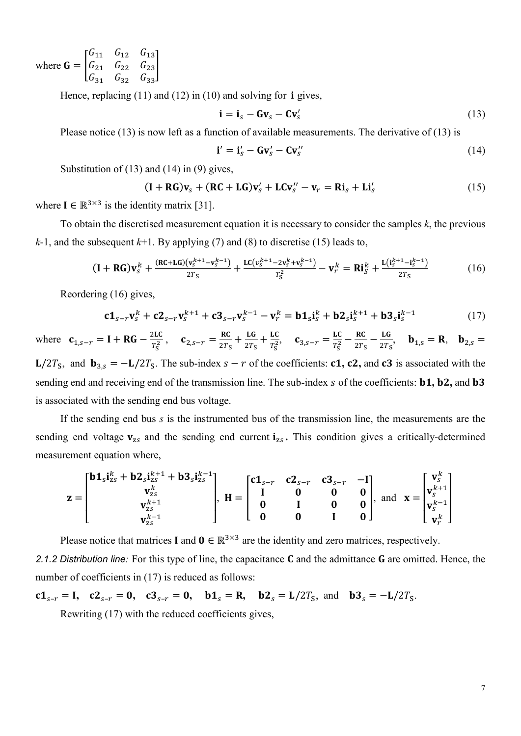where $\mathbf{G} = \begin{bmatrix} G_{11} & G_{12} & G_{13} \\ G_{21} & G_{22} & G_{23} \\ G_{31} & G_{32} & G_{33} \end{bmatrix}$

Hence, replacing (11) and (12) in (10) and solving for $\mathbf{i}$ gives,

$$\mathbf{i} = \mathbf{i}_s - \mathbf{G}\mathbf{v}_s - \mathbf{C}\mathbf{v}_s' \tag{13}$$

Please notice (13) is now left as a function of available measurements. The derivative of (13) is

$$\mathbf{i}' = \mathbf{i}_s' - \mathbf{G}\mathbf{v}_s' - \mathbf{C}\mathbf{v}_s'' \tag{14}$$

Substitution of (13) and (14) in (9) gives,

$$(\mathbf{I} + \mathbf{RG})\mathbf{v}_s + (\mathbf{RC} + \mathbf{LG})\mathbf{v}_s' + \mathbf{LC}\mathbf{v}_s'' - \mathbf{v}_r = \mathbf{R}\mathbf{i}_s + \mathbf{L}\mathbf{i}_s' \tag{15}$$

where $\mathbf{I} \in \mathbb{R}^{3\times3}$ is the identity matrix [31].

To obtain the discretised measurement equation it is necessary to consider the samples *k*, the previous *k*-1, and the subsequent *k*+1. By applying (7) and (8) to discretise (15) leads to,

$$(\mathbf{I} + \mathbf{RG})\mathbf{v}_s^k + \frac{(\mathbf{RC}+\mathbf{LG})\left(\mathbf{v}_s^{k+1} - \mathbf{v}_s^{k-1}\right)}{2T_\mathrm{S}} + \frac{\mathbf{LC}\left(v_s^{k+1} - 2\mathbf{v}_s^k + \mathbf{v}_s^{k-1}\right)}{T_\mathrm{S}^2} - \mathbf{v}_r^k = \mathbf{R}\mathbf{i}_S^k + \frac{\mathbf{L}\left(\mathbf{i}_s^{k+1} - \mathbf{i}_s^{k-1}\right)}{2T_\mathrm{S}} \tag{16}$$

Reordering (16) gives,

$$\mathbf{c1}_{s-r}\mathbf{v}_s^k + \mathbf{c2}_{s-r}\mathbf{v}_s^{k+1} + \mathbf{c3}_{s-r}\mathbf{v}_s^{k-1} - \mathbf{v}_r^k = \mathbf{b1}_s\mathbf{i}_s^k + \mathbf{b2}_s\mathbf{i}_s^{k+1} + \mathbf{b3}_s\mathbf{i}_s^{k-1} \tag{17}$$

where $\mathbf{c}_{1,s-r} = \mathbf{I} + \mathbf{RG} - \frac{2\mathbf{LC}}{T_\mathrm{S}^2}$, $\mathbf{c}_{2,s-r} = \frac{\mathbf{RC}}{2T_\mathrm{S}} + \frac{\mathbf{LG}}{2T_\mathrm{S}} + \frac{\mathbf{LC}}{T_\mathrm{S}^2}$, $\mathbf{c}_{3,s-r} = \frac{\mathbf{LC}}{T_\mathrm{S}^2} - \frac{\mathbf{RC}}{2T_\mathrm{S}} - \frac{\mathbf{LG}}{2T_\mathrm{S}}$, $\mathbf{b}_{1,s} = \mathbf{R}$, $\mathbf{b}_{2,s} = \mathbf{L}/2T_\mathrm{S}$, and $\mathbf{b}_{3,s} = -\mathbf{L}/2T_\mathrm{S}$. The sub-index $s-r$ of the coefficients: $\mathbf{c1}$, $\mathbf{c2}$, and $\mathbf{c3}$ is associated with the sending end and receiving end of the transmission line. The sub-index $s$ of the coefficients: $\mathbf{b1}$, $\mathbf{b2}$, and $\mathbf{b3}$ is associated with the sending end bus voltage.

If the sending end bus *s* is the instrumented bus of the transmission line, the measurements are the sending end voltage $\mathbf{v}_{\mathrm{z}s}$ and the sending end current $\mathbf{i}_{\mathrm{z}s}$. This condition gives a critically-determined measurement equation where,

$$\mathbf{z} = \begin{bmatrix} \mathbf{b1}_s\mathbf{i}_{\mathrm{z}s}^k + \mathbf{b2}_s\mathbf{i}_{\mathrm{z}s}^{k+1} + \mathbf{b3}_s\mathbf{i}_{\mathrm{z}s}^{k-1} \\ \mathbf{v}_{\mathrm{z}s}^k \\ \mathbf{v}_{\mathrm{z}s}^{k+1} \\ \mathbf{v}_{\mathrm{z}s}^{k-1} \end{bmatrix}, \quad \mathbf{H} = \begin{bmatrix} \mathbf{c1}_{s-r} & \mathbf{c2}_{s-r} & \mathbf{c3}_{s-r} & -\mathbf{I} \\ \mathbf{I} & \mathbf{0} & \mathbf{0} & \mathbf{0} \\ \mathbf{0} & \mathbf{I} & \mathbf{0} & \mathbf{0} \\ \mathbf{0} & \mathbf{0} & \mathbf{I} & \mathbf{0} \end{bmatrix}, \text{ and } \mathbf{x} = \begin{bmatrix} \mathbf{v}_s^k \\ \mathbf{v}_s^{k+1} \\ \mathbf{v}_s^{k-1} \\ \mathbf{v}_r^k \end{bmatrix}$$

Please notice that matrices $\mathbf{I}$ and $\mathbf{0} \in \mathbb{R}^{3\times3}$ are the identity and zero matrices, respectively.

*2.1.2 Distribution line:* For this type of line, the capacitance $\mathbf{C}$ and the admittance $\mathbf{G}$ are omitted. Hence, the number of coefficients in (17) is reduced as follows:

$\mathbf{c1}_{s-r} = \mathbf{I}$, $\mathbf{c2}_{s-r} = \mathbf{0}$, $\mathbf{c3}_{s-r} = \mathbf{0}$, $\mathbf{b1}_s = \mathbf{R}$, $\mathbf{b2}_s = \mathbf{L}/2T_\mathrm{S}$, and $\mathbf{b3}_s = -\mathbf{L}/2T_\mathrm{S}$.

Rewriting (17) with the reduced coefficients gives,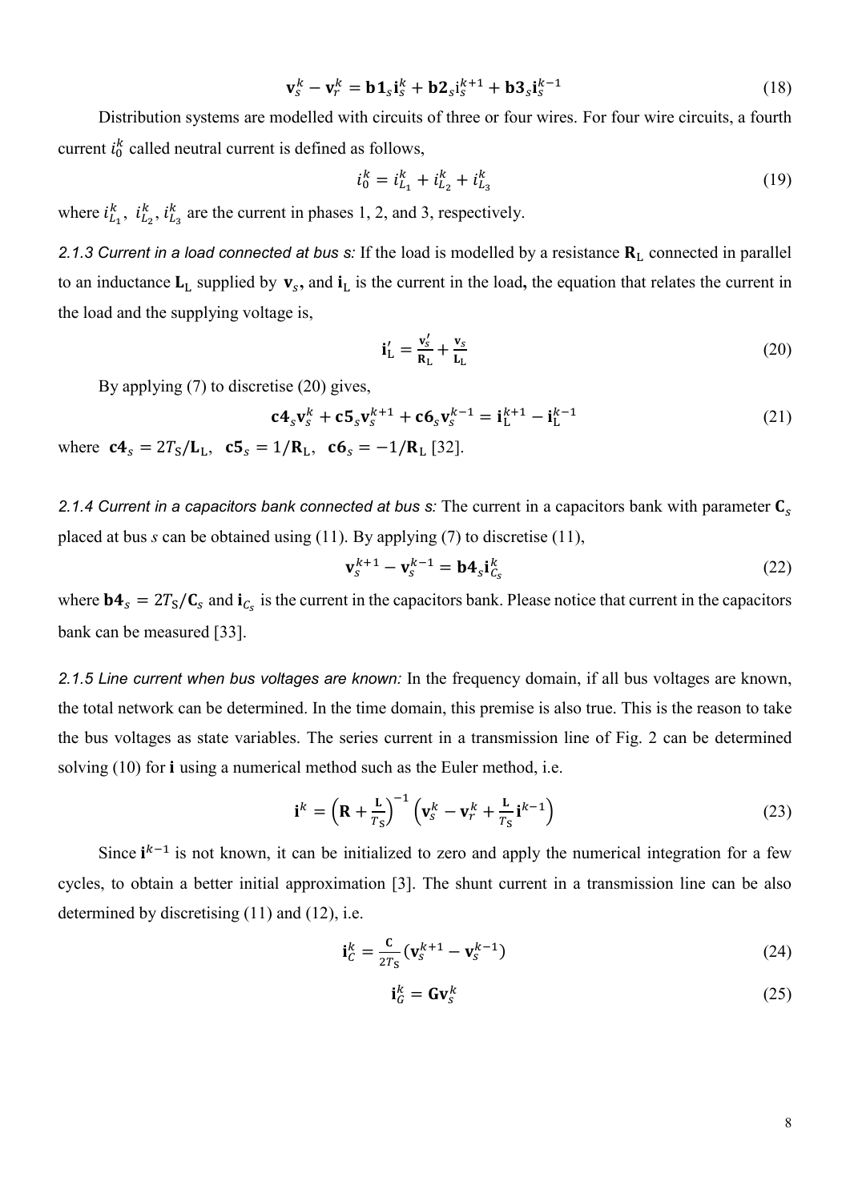$$\mathbf{v}_s^k - \mathbf{v}_r^k = \mathbf{b1}_s \mathbf{i}_s^k + \mathbf{b2}_s \mathbf{i}_s^{k+1} + \mathbf{b3}_s \mathbf{i}_s^{k-1} \tag{18}$$

Distribution systems are modelled with circuits of three or four wires. For four wire circuits, a fourth current $i_0^k$ called neutral current is defined as follows,

$$i_0^k = i_{L_1}^k + i_{L_2}^k + i_{L_3}^k \tag{19}$$

where $i_{L_1}^k$, $i_{L_2}^k$, $i_{L_3}^k$ are the current in phases 1, 2, and 3, respectively.

*2.1.3 Current in a load connected at bus s:* If the load is modelled by a resistance $\mathbf{R}_\mathrm{L}$ connected in parallel to an inductance $\mathbf{L}_\mathrm{L}$ supplied by $\mathbf{v}_s$**,** and $\mathbf{i}_\mathrm{L}$ is the current in the load**,** the equation that relates the current in the load and the supplying voltage is,

$$\mathbf{i}_\mathrm{L}' = \frac{\mathbf{v}_s'}{\mathbf{R}_\mathrm{L}} + \frac{\mathbf{v}_s}{\mathbf{L}_\mathrm{L}} \tag{20}$$

By applying (7) to discretise (20) gives,

$$\mathbf{c4}_s \mathbf{v}_s^k + \mathbf{c5}_s \mathbf{v}_s^{k+1} + \mathbf{c6}_s \mathbf{v}_s^{k-1} = \mathbf{i}_\mathrm{L}^{k+1} - \mathbf{i}_\mathrm{L}^{k-1} \tag{21}$$

where $\mathbf{c4}_s = 2T_\mathrm{S}/\mathbf{L}_\mathrm{L}$, $\mathbf{c5}_s = 1/\mathbf{R}_\mathrm{L}$, $\mathbf{c6}_s = -1/\mathbf{R}_\mathrm{L}$ [32].

*2.1.4 Current in a capacitors bank connected at bus s:* The current in a capacitors bank with parameter $\mathbf{C}_s$ placed at bus *s* can be obtained using (11). By applying (7) to discretise (11),

$$\mathbf{v}_s^{k+1} - \mathbf{v}_s^{k-1} = \mathbf{b4}_s \mathbf{i}_{C_s}^k \tag{22}$$

where $\mathbf{b4}_s = 2T_\mathrm{S}/\mathbf{C}_s$ and $\mathbf{i}_{C_s}$ is the current in the capacitors bank. Please notice that current in the capacitors bank can be measured [33].

*2.1.5 Line current when bus voltages are known:* In the frequency domain, if all bus voltages are known, the total network can be determined. In the time domain, this premise is also true. This is the reason to take the bus voltages as state variables. The series current in a transmission line of Fig. 2 can be determined solving (10) for $\mathbf{i}$ using a numerical method such as the Euler method, i.e.

$$\mathbf{i}^k = \left(\mathbf{R} + \frac{\mathbf{L}}{T_\mathrm{S}}\right)^{-1} \left(\mathbf{v}_s^k - \mathbf{v}_r^k + \frac{\mathbf{L}}{T_\mathrm{S}} \mathbf{i}^{k-1}\right) \tag{23}$$

Since $\mathbf{i}^{k-1}$ is not known, it can be initialized to zero and apply the numerical integration for a few cycles, to obtain a better initial approximation [3]. The shunt current in a transmission line can be also determined by discretising (11) and (12), i.e.

$$\mathbf{i}_C^k = \frac{\mathbf{C}}{2T_\mathrm{S}} (\mathbf{v}_s^{k+1} - \mathbf{v}_s^{k-1}) \tag{24}$$

$$\mathbf{i}_G^k = \mathbf{G}\mathbf{v}_s^k \tag{25}$$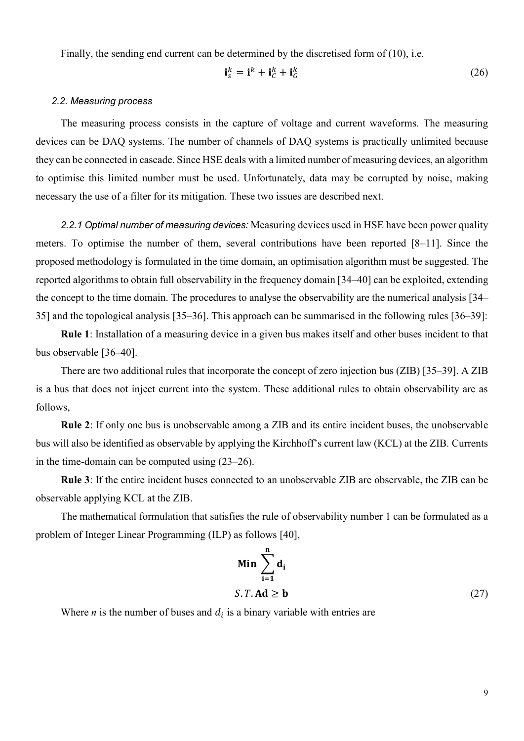Finally, the sending end current can be determined by the discretised form of (10), i.e.

$$\mathbf{i}_s^k = \mathbf{i}^k + \mathbf{i}_C^k + \mathbf{i}_G^k \tag{26}$$

### *2.2. Measuring process*

The measuring process consists in the capture of voltage and current waveforms. The measuring devices can be DAQ systems. The number of channels of DAQ systems is practically unlimited because they can be connected in cascade. Since HSE deals with a limited number of measuring devices, an algorithm to optimise this limited number must be used. Unfortunately, data may be corrupted by noise, making necessary the use of a filter for its mitigation. These two issues are described next.

*2.2.1 Optimal number of measuring devices:* Measuring devices used in HSE have been power quality meters. To optimise the number of them, several contributions have been reported [8–11]. Since the proposed methodology is formulated in the time domain, an optimisation algorithm must be suggested. The reported algorithms to obtain full observability in the frequency domain [34–40] can be exploited, extending the concept to the time domain. The procedures to analyse the observability are the numerical analysis [34–35] and the topological analysis [35–36]. This approach can be summarised in the following rules [36–39]:

**Rule 1**: Installation of a measuring device in a given bus makes itself and other buses incident to that bus observable [36–40].

There are two additional rules that incorporate the concept of zero injection bus (ZIB) [35–39]. A ZIB is a bus that does not inject current into the system. These additional rules to obtain observability are as follows,

**Rule 2**: If only one bus is unobservable among a ZIB and its entire incident buses, the unobservable bus will also be identified as observable by applying the Kirchhoff's current law (KCL) at the ZIB. Currents in the time-domain can be computed using (23–26).

**Rule 3**: If the entire incident buses connected to an unobservable ZIB are observable, the ZIB can be observable applying KCL at the ZIB.

The mathematical formulation that satisfies the rule of observability number 1 can be formulated as a problem of Integer Linear Programming (ILP) as follows [40],

$$\mathbf{Min} \sum_{\mathbf{i=1}}^{\mathbf{n}} \mathbf{d_i}$$

$$S.T.\, \mathbf{Ad} \geq \mathbf{b} \tag{27}$$

Where *n* is the number of buses and $d_i$ is a binary variable with entries are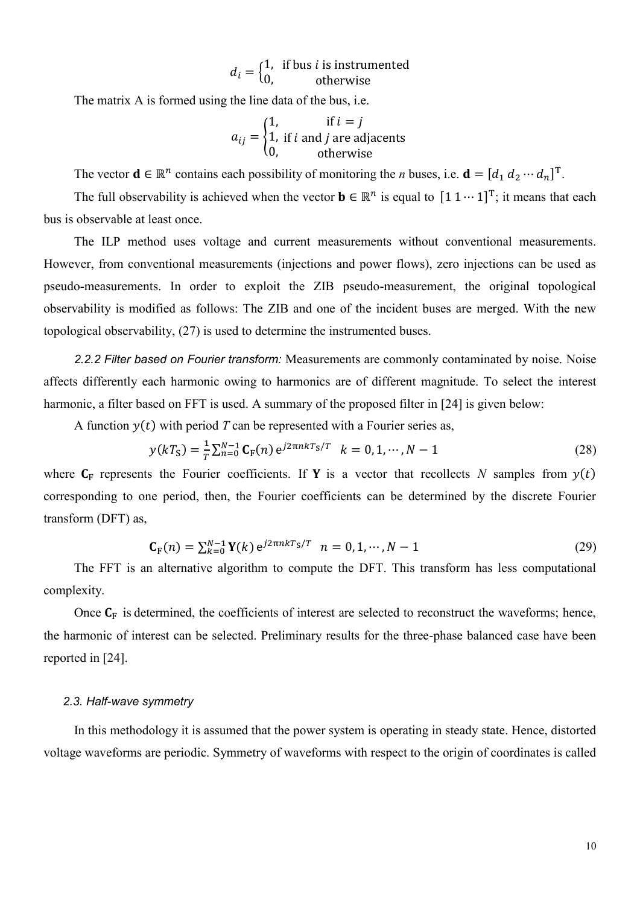$$d_i = \begin{cases} 1, & \text{if bus } i \text{ is instrumented} \\ 0, & \text{otherwise} \end{cases}$$

The matrix A is formed using the line data of the bus, i.e.

$$a_{ij} = \begin{cases} 1, & \text{if } i = j \\ 1, & \text{if } i \text{ and } j \text{ are adjacents} \\ 0, & \text{otherwise} \end{cases}$$

The vector $\mathbf{d} \in \mathbb{R}^n$ contains each possibility of monitoring the *n* buses, i.e. $\mathbf{d} = [d_1 \, d_2 \cdots d_n]^{\mathrm{T}}$.

The full observability is achieved when the vector $\mathbf{b} \in \mathbb{R}^n$ is equal to $[1 \, 1 \cdots 1]^{\mathrm{T}}$; it means that each bus is observable at least once.

The ILP method uses voltage and current measurements without conventional measurements. However, from conventional measurements (injections and power flows), zero injections can be used as pseudo-measurements. In order to exploit the ZIB pseudo-measurement, the original topological observability is modified as follows: The ZIB and one of the incident buses are merged. With the new topological observability, (27) is used to determine the instrumented buses.

*2.2.2 Filter based on Fourier transform:* Measurements are commonly contaminated by noise. Noise affects differently each harmonic owing to harmonics are of different magnitude. To select the interest harmonic, a filter based on FFT is used. A summary of the proposed filter in [24] is given below:

A function $y(t)$ with period *T* can be represented with a Fourier series as,

$$y(kT_{\mathrm{S}}) = \frac{1}{T}\sum_{n=0}^{N-1} \mathbf{C}_{\mathrm{F}}(n)\, \mathrm{e}^{j2\pi nkT_{\mathrm{S}}/T} \quad k = 0, 1, \cdots, N-1 \tag{28}$$

where $\mathbf{C}_{\mathrm{F}}$ represents the Fourier coefficients. If $\mathbf{Y}$ is a vector that recollects *N* samples from $y(t)$ corresponding to one period, then, the Fourier coefficients can be determined by the discrete Fourier transform (DFT) as,

$$\mathbf{C}_{\mathrm{F}}(n) = \sum_{k=0}^{N-1} \mathbf{Y}(k)\, \mathrm{e}^{j2\pi nkT_{\mathrm{S}}/T} \quad n = 0, 1, \cdots, N-1 \tag{29}$$

The FFT is an alternative algorithm to compute the DFT. This transform has less computational complexity.

Once $\mathbf{C}_{\mathrm{F}}$ is determined, the coefficients of interest are selected to reconstruct the waveforms; hence, the harmonic of interest can be selected. Preliminary results for the three-phase balanced case have been reported in [24].

### *2.3. Half-wave symmetry*

In this methodology it is assumed that the power system is operating in steady state. Hence, distorted voltage waveforms are periodic. Symmetry of waveforms with respect to the origin of coordinates is called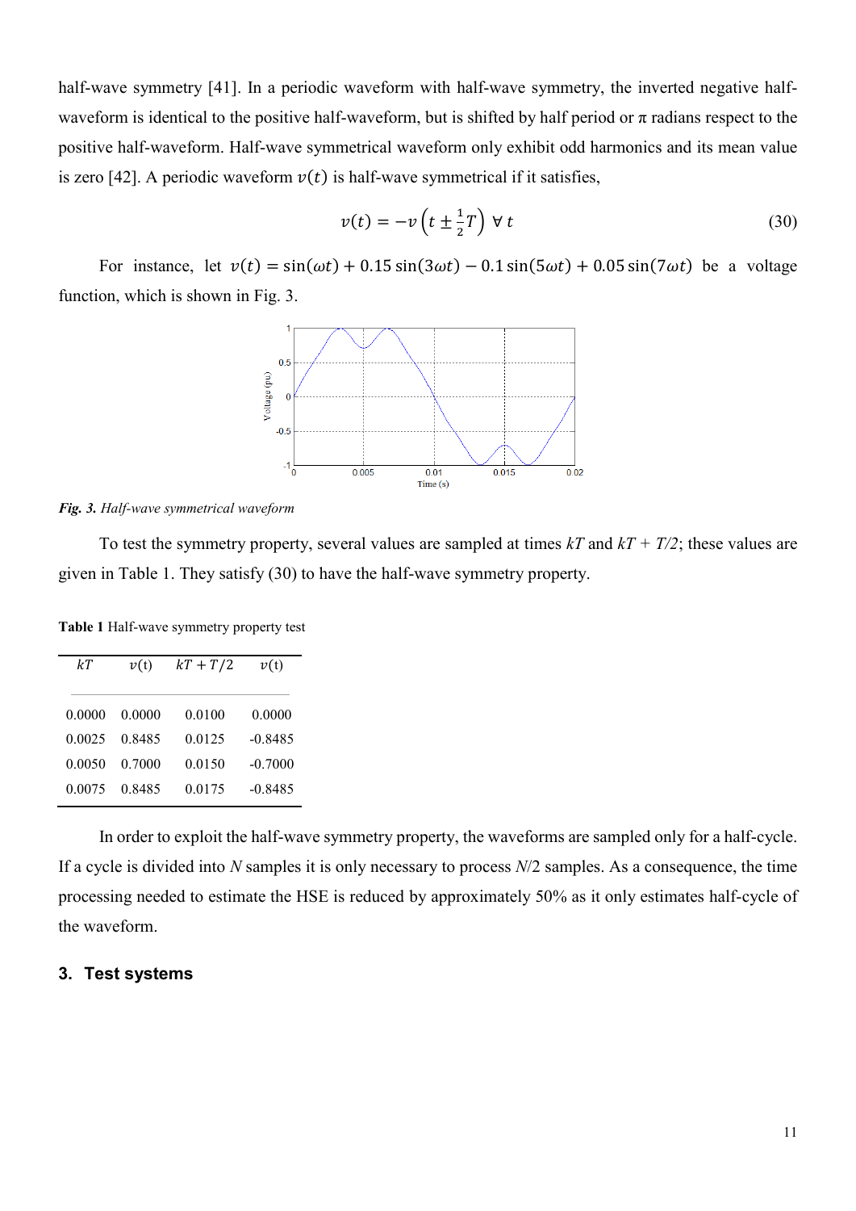half-wave symmetry [41]. In a periodic waveform with half-wave symmetry, the inverted negative half-waveform is identical to the positive half-waveform, but is shifted by half period or π radians respect to the positive half-waveform. Half-wave symmetrical waveform only exhibit odd harmonics and its mean value is zero [42]. A periodic waveform $v(t)$ is half-wave symmetrical if it satisfies,

$$v(t) = -v\left(t \pm \tfrac{1}{2}T\right) \ \forall \ t \tag{30}$$

For instance, let $v(t) = \sin(\omega t) + 0.15\sin(3\omega t) - 0.1\sin(5\omega t) + 0.05\sin(7\omega t)$ be a voltage function, which is shown in Fig. 3.

***Fig. 3.*** *Half-wave symmetrical waveform*

To test the symmetry property, several values are sampled at times *kT* and *kT + T/2*; these values are given in Table 1. They satisfy (30) to have the half-wave symmetry property.

**Table 1** Half-wave symmetry property test

| $kT$ | $v$(t) | $kT + T/2$ | $v$(t) |
|---|---|---|---|
| 0.0000 | 0.0000 | 0.0100 | 0.0000 |
| 0.0025 | 0.8485 | 0.0125 | -0.8485 |
| 0.0050 | 0.7000 | 0.0150 | -0.7000 |
| 0.0075 | 0.8485 | 0.0175 | -0.8485 |

In order to exploit the half-wave symmetry property, the waveforms are sampled only for a half-cycle. If a cycle is divided into *N* samples it is only necessary to process *N*/2 samples. As a consequence, the time processing needed to estimate the HSE is reduced by approximately 50% as it only estimates half-cycle of the waveform.

## 3. Test systems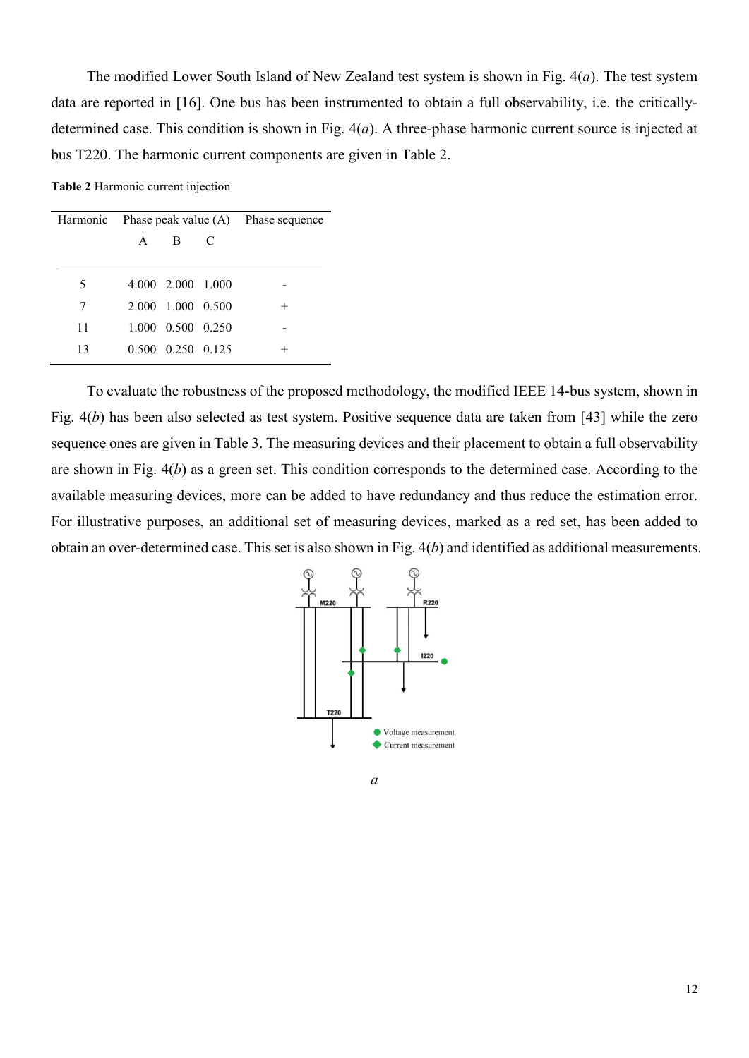The modified Lower South Island of New Zealand test system is shown in Fig. 4(*a*). The test system data are reported in [16]. One bus has been instrumented to obtain a full observability, i.e. the critically-determined case. This condition is shown in Fig. 4(*a*). A three-phase harmonic current source is injected at bus T220. The harmonic current components are given in Table 2.

**Table 2** Harmonic current injection

| Harmonic | Phase peak value (A) | | | Phase sequence |
|---|---|---|---|---|
| | A | B | C | |
| 5 | 4.000 | 2.000 | 1.000 | - |
| 7 | 2.000 | 1.000 | 0.500 | + |
| 11 | 1.000 | 0.500 | 0.250 | - |
| 13 | 0.500 | 0.250 | 0.125 | + |

To evaluate the robustness of the proposed methodology, the modified IEEE 14-bus system, shown in Fig. 4(*b*) has been also selected as test system. Positive sequence data are taken from [43] while the zero sequence ones are given in Table 3. The measuring devices and their placement to obtain a full observability are shown in Fig. 4(*b*) as a green set. This condition corresponds to the determined case. According to the available measuring devices, more can be added to have redundancy and thus reduce the estimation error. For illustrative purposes, an additional set of measuring devices, marked as a red set, has been added to obtain an over-determined case. This set is also shown in Fig. 4(*b*) and identified as additional measurements.

*a*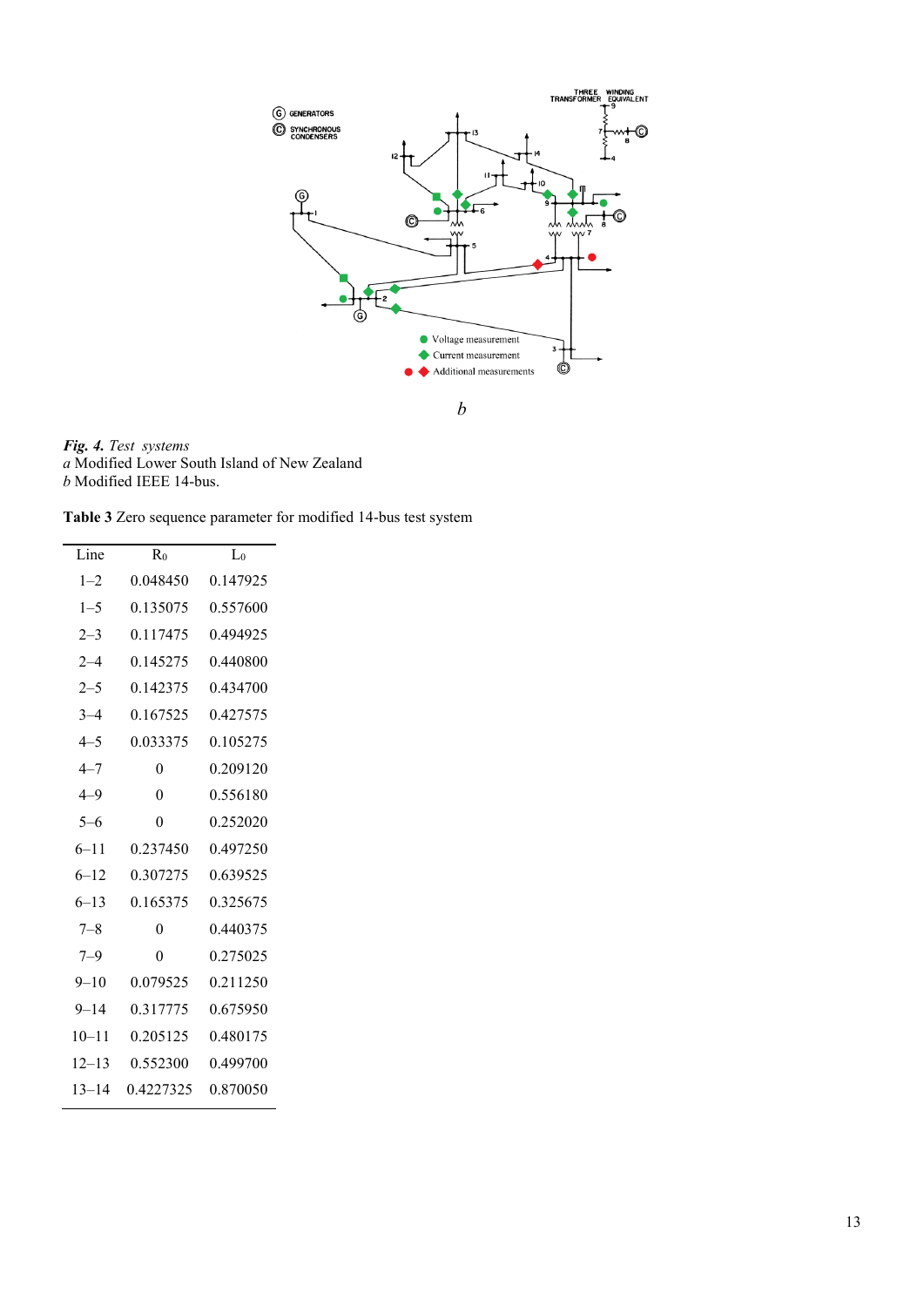*b*

***Fig. 4.*** *Test systems*
*a* Modified Lower South Island of New Zealand
*b* Modified IEEE 14-bus.

**Table 3** Zero sequence parameter for modified 14-bus test system

| Line | $R_0$ | $L_0$ |
|---|---|---|
| 1–2 | 0.048450 | 0.147925 |
| 1–5 | 0.135075 | 0.557600 |
| 2–3 | 0.117475 | 0.494925 |
| 2–4 | 0.145275 | 0.440800 |
| 2–5 | 0.142375 | 0.434700 |
| 3–4 | 0.167525 | 0.427575 |
| 4–5 | 0.033375 | 0.105275 |
| 4–7 | 0 | 0.209120 |
| 4–9 | 0 | 0.556180 |
| 5–6 | 0 | 0.252020 |
| 6–11 | 0.237450 | 0.497250 |
| 6–12 | 0.307275 | 0.639525 |
| 6–13 | 0.165375 | 0.325675 |
| 7–8 | 0 | 0.440375 |
| 7–9 | 0 | 0.275025 |
| 9–10 | 0.079525 | 0.211250 |
| 9–14 | 0.317775 | 0.675950 |
| 10–11 | 0.205125 | 0.480175 |
| 12–13 | 0.552300 | 0.499700 |
| 13–14 | 0.4227325 | 0.870050 |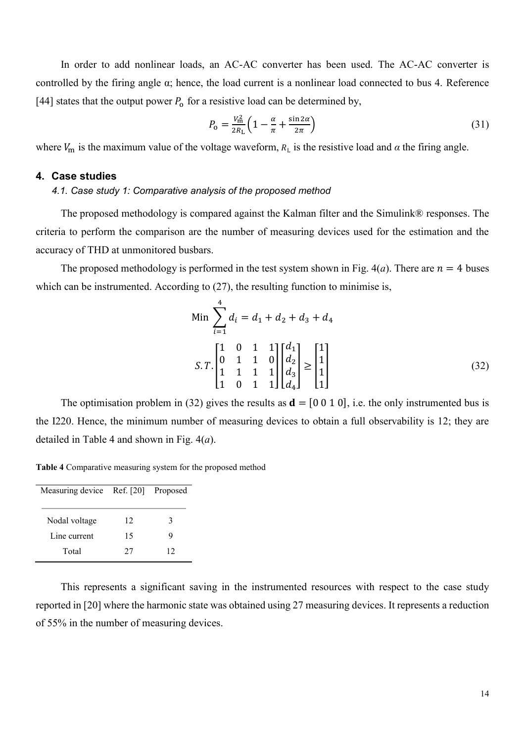In order to add nonlinear loads, an AC-AC converter has been used. The AC-AC converter is controlled by the firing angle α; hence, the load current is a nonlinear load connected to bus 4. Reference [44] states that the output power $P_{\mathrm{o}}$ for a resistive load can be determined by,

$$P_{\mathrm{o}} = \frac{V_{\mathrm{m}}^2}{2R_{\mathrm{L}}}\left(1 - \frac{\alpha}{\pi} + \frac{\sin 2\alpha}{2\pi}\right) \tag{31}$$

where $V_{\mathrm{m}}$ is the maximum value of the voltage waveform, $R_{\mathrm{L}}$ is the resistive load and $\alpha$ the firing angle.

## 4. Case studies

### *4.1. Case study 1: Comparative analysis of the proposed method*

The proposed methodology is compared against the Kalman filter and the Simulink® responses. The criteria to perform the comparison are the number of measuring devices used for the estimation and the accuracy of THD at unmonitored busbars.

The proposed methodology is performed in the test system shown in Fig. 4(*a*). There are $n = 4$ buses which can be instrumented. According to (27), the resulting function to minimise is,

$$\text{Min} \sum_{i=1}^{4} d_i = d_1 + d_2 + d_3 + d_4$$

$$S.T. \begin{bmatrix} 1 & 0 & 1 & 1 \\ 0 & 1 & 1 & 0 \\ 1 & 1 & 1 & 1 \\ 1 & 0 & 1 & 1 \end{bmatrix} \begin{bmatrix} d_1 \\ d_2 \\ d_3 \\ d_4 \end{bmatrix} \geq \begin{bmatrix} 1 \\ 1 \\ 1 \\ 1 \end{bmatrix} \tag{32}$$

The optimisation problem in (32) gives the results as $\mathbf{d} = [0\ 0\ 1\ 0]$, i.e. the only instrumented bus is the I220. Hence, the minimum number of measuring devices to obtain a full observability is 12; they are detailed in Table 4 and shown in Fig. 4(*a*).

**Table 4** Comparative measuring system for the proposed method

| Measuring device | Ref. [20] | Proposed |
|---|---|---|
| Nodal voltage | 12 | 3 |
| Line current | 15 | 9 |
| Total | 27 | 12 |

This represents a significant saving in the instrumented resources with respect to the case study reported in [20] where the harmonic state was obtained using 27 measuring devices. It represents a reduction of 55% in the number of measuring devices.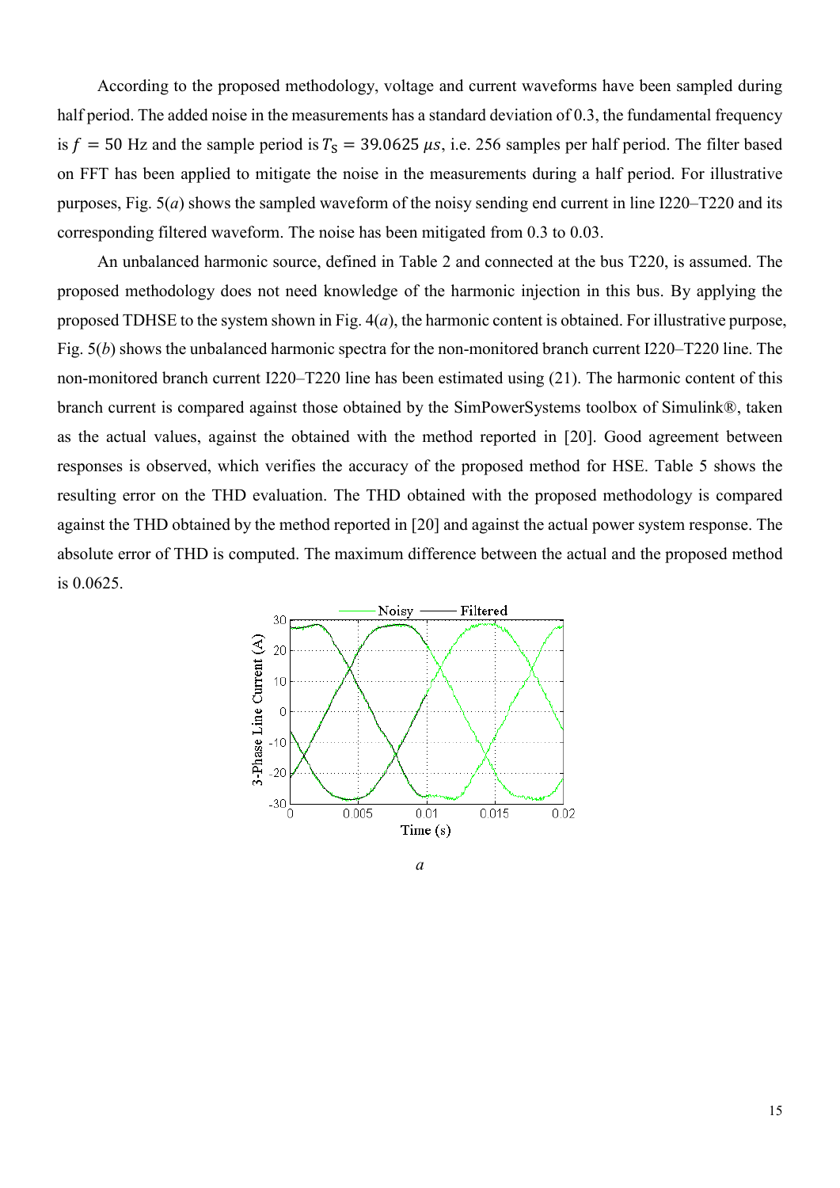According to the proposed methodology, voltage and current waveforms have been sampled during half period. The added noise in the measurements has a standard deviation of 0.3, the fundamental frequency is $f = 50$ Hz and the sample period is $T_S = 39.0625\ \mu s$, i.e. 256 samples per half period. The filter based on FFT has been applied to mitigate the noise in the measurements during a half period. For illustrative purposes, Fig. 5(*a*) shows the sampled waveform of the noisy sending end current in line I220–T220 and its corresponding filtered waveform. The noise has been mitigated from 0.3 to 0.03.

An unbalanced harmonic source, defined in Table 2 and connected at the bus T220, is assumed. The proposed methodology does not need knowledge of the harmonic injection in this bus. By applying the proposed TDHSE to the system shown in Fig. 4(*a*), the harmonic content is obtained. For illustrative purpose, Fig. 5(*b*) shows the unbalanced harmonic spectra for the non-monitored branch current I220–T220 line. The non-monitored branch current I220–T220 line has been estimated using (21). The harmonic content of this branch current is compared against those obtained by the SimPowerSystems toolbox of Simulink®, taken as the actual values, against the obtained with the method reported in [20]. Good agreement between responses is observed, which verifies the accuracy of the proposed method for HSE. Table 5 shows the resulting error on the THD evaluation. The THD obtained with the proposed methodology is compared against the THD obtained by the method reported in [20] and against the actual power system response. The absolute error of THD is computed. The maximum difference between the actual and the proposed method is 0.0625.

*a*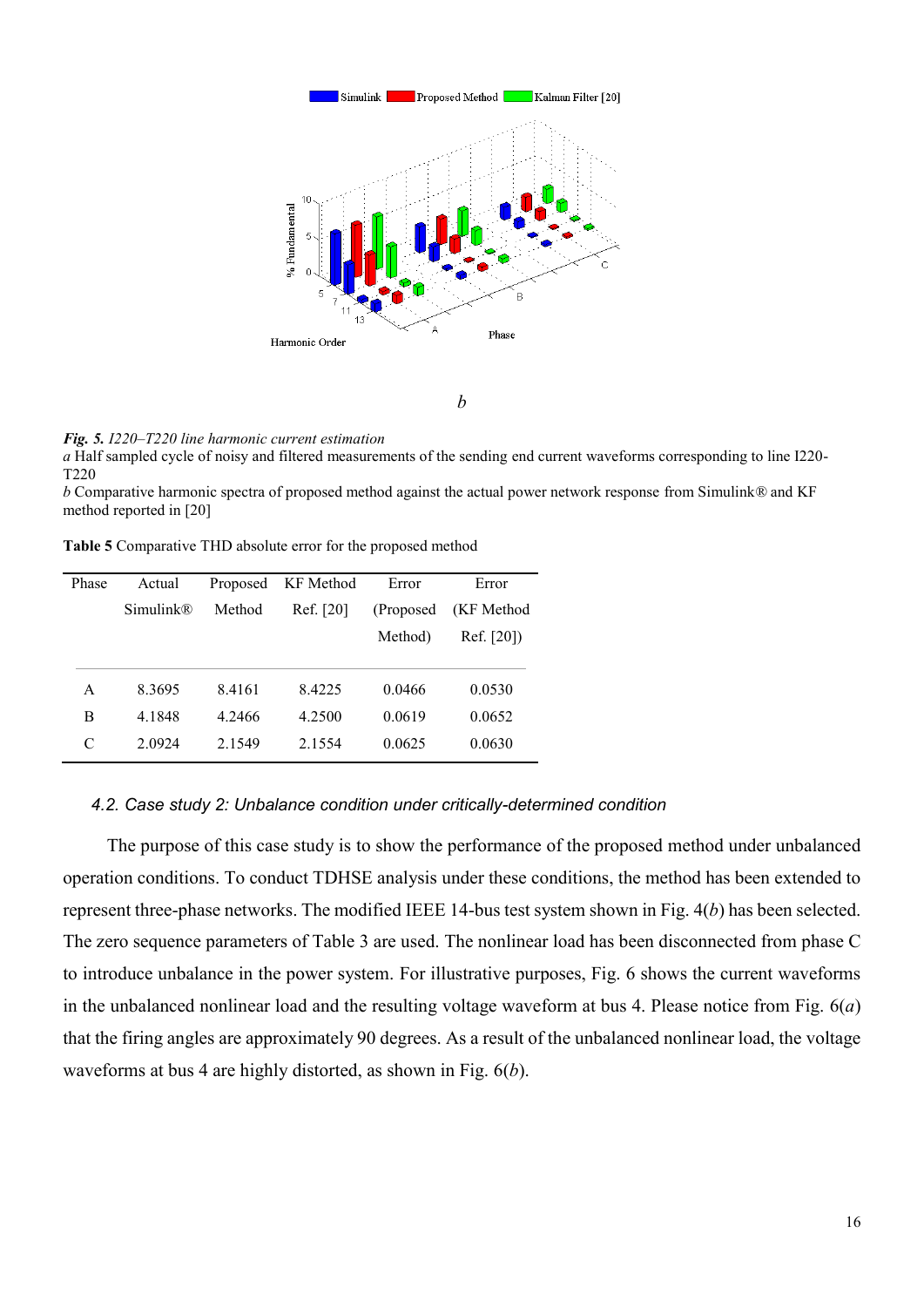*b*

***Fig. 5.*** *I220–T220 line harmonic current estimation*
*a* Half sampled cycle of noisy and filtered measurements of the sending end current waveforms corresponding to line I220-T220
*b* Comparative harmonic spectra of proposed method against the actual power network response from Simulink® and KF method reported in [20]

**Table 5** Comparative THD absolute error for the proposed method

| Phase | Actual Simulink® | Proposed Method | KF Method Ref. [20] | Error (Proposed Method) | Error (KF Method Ref. [20]) |
|---|---|---|---|---|---|
| A | 8.3695 | 8.4161 | 8.4225 | 0.0466 | 0.0530 |
| B | 4.1848 | 4.2466 | 4.2500 | 0.0619 | 0.0652 |
| C | 2.0924 | 2.1549 | 2.1554 | 0.0625 | 0.0630 |

### *4.2. Case study 2: Unbalance condition under critically-determined condition*

The purpose of this case study is to show the performance of the proposed method under unbalanced operation conditions. To conduct TDHSE analysis under these conditions, the method has been extended to represent three-phase networks. The modified IEEE 14-bus test system shown in Fig. 4(*b*) has been selected. The zero sequence parameters of Table 3 are used. The nonlinear load has been disconnected from phase C to introduce unbalance in the power system. For illustrative purposes, Fig. 6 shows the current waveforms in the unbalanced nonlinear load and the resulting voltage waveform at bus 4. Please notice from Fig. 6(*a*) that the firing angles are approximately 90 degrees. As a result of the unbalanced nonlinear load, the voltage waveforms at bus 4 are highly distorted, as shown in Fig. 6(*b*).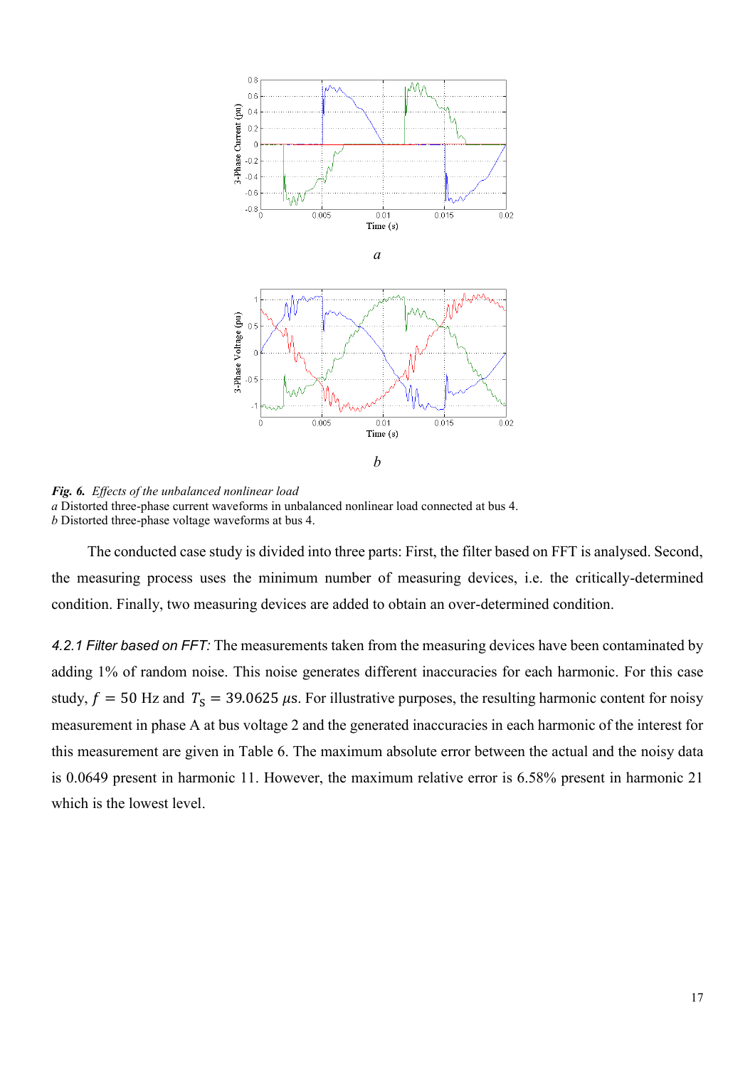*a*

*b*

***Fig. 6.*** *Effects of the unbalanced nonlinear load*
*a* Distorted three-phase current waveforms in unbalanced nonlinear load connected at bus 4.
*b* Distorted three-phase voltage waveforms at bus 4.

The conducted case study is divided into three parts: First, the filter based on FFT is analysed. Second, the measuring process uses the minimum number of measuring devices, i.e. the critically-determined condition. Finally, two measuring devices are added to obtain an over-determined condition.

*4.2.1 Filter based on FFT:* The measurements taken from the measuring devices have been contaminated by adding 1% of random noise. This noise generates different inaccuracies for each harmonic. For this case study, $f = 50$ Hz and $T_S = 39.0625$ $\mu$s. For illustrative purposes, the resulting harmonic content for noisy measurement in phase A at bus voltage 2 and the generated inaccuracies in each harmonic of the interest for this measurement are given in Table 6. The maximum absolute error between the actual and the noisy data is 0.0649 present in harmonic 11. However, the maximum relative error is 6.58% present in harmonic 21 which is the lowest level.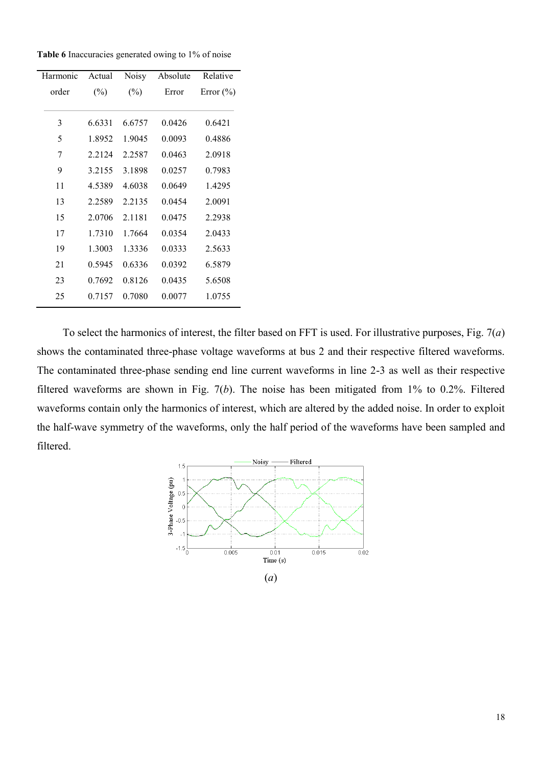**Table 6** Inaccuracies generated owing to 1% of noise

| Harmonic order | Actual (%) | Noisy (%) | Absolute Error | Relative Error (%) |
|---|---|---|---|---|
| 3 | 6.6331 | 6.6757 | 0.0426 | 0.6421 |
| 5 | 1.8952 | 1.9045 | 0.0093 | 0.4886 |
| 7 | 2.2124 | 2.2587 | 0.0463 | 2.0918 |
| 9 | 3.2155 | 3.1898 | 0.0257 | 0.7983 |
| 11 | 4.5389 | 4.6038 | 0.0649 | 1.4295 |
| 13 | 2.2589 | 2.2135 | 0.0454 | 2.0091 |
| 15 | 2.0706 | 2.1181 | 0.0475 | 2.2938 |
| 17 | 1.7310 | 1.7664 | 0.0354 | 2.0433 |
| 19 | 1.3003 | 1.3336 | 0.0333 | 2.5633 |
| 21 | 0.5945 | 0.6336 | 0.0392 | 6.5879 |
| 23 | 0.7692 | 0.8126 | 0.0435 | 5.6508 |
| 25 | 0.7157 | 0.7080 | 0.0077 | 1.0755 |

To select the harmonics of interest, the filter based on FFT is used. For illustrative purposes, Fig. 7(*a*) shows the contaminated three-phase voltage waveforms at bus 2 and their respective filtered waveforms. The contaminated three-phase sending end line current waveforms in line 2-3 as well as their respective filtered waveforms are shown in Fig. 7(*b*). The noise has been mitigated from 1% to 0.2%. Filtered waveforms contain only the harmonics of interest, which are altered by the added noise. In order to exploit the half-wave symmetry of the waveforms, only the half period of the waveforms have been sampled and filtered.

(*a*)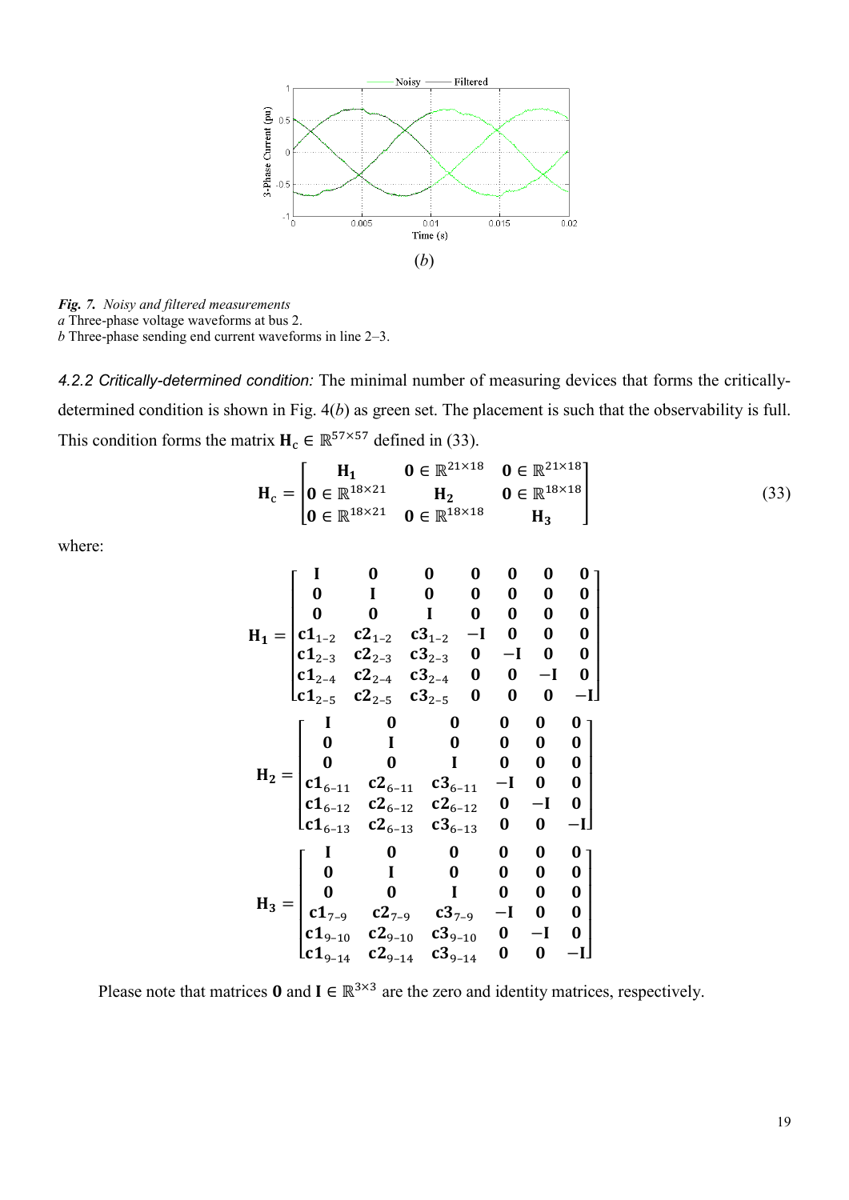(*b*)

***Fig. 7.*** *Noisy and filtered measurements*
*a* Three-phase voltage waveforms at bus 2.
*b* Three-phase sending end current waveforms in line 2–3.

*4.2.2 Critically-determined condition:* The minimal number of measuring devices that forms the critically-determined condition is shown in Fig. 4(*b*) as green set. The placement is such that the observability is full. This condition forms the matrix $\mathbf{H_c} \in \mathbb{R}^{57\times 57}$ defined in (33).

$$\mathbf{H_c} = \begin{bmatrix} \mathbf{H_1} & \mathbf{0} \in \mathbb{R}^{21\times 18} & \mathbf{0} \in \mathbb{R}^{21\times 18} \\ \mathbf{0} \in \mathbb{R}^{18\times 21} & \mathbf{H_2} & \mathbf{0} \in \mathbb{R}^{18\times 18} \\ \mathbf{0} \in \mathbb{R}^{18\times 21} & \mathbf{0} \in \mathbb{R}^{18\times 18} & \mathbf{H_3} \end{bmatrix} \tag{33}$$

where:

$$\mathbf{H_1} = \begin{bmatrix} \mathbf{I} & \mathbf{0} & \mathbf{0} & \mathbf{0} & \mathbf{0} & \mathbf{0} & \mathbf{0} \\ \mathbf{0} & \mathbf{I} & \mathbf{0} & \mathbf{0} & \mathbf{0} & \mathbf{0} & \mathbf{0} \\ \mathbf{0} & \mathbf{0} & \mathbf{I} & \mathbf{0} & \mathbf{0} & \mathbf{0} & \mathbf{0} \\ \mathbf{c1}_{1-2} & \mathbf{c2}_{1-2} & \mathbf{c3}_{1-2} & -\mathbf{I} & \mathbf{0} & \mathbf{0} & \mathbf{0} \\ \mathbf{c1}_{2-3} & \mathbf{c2}_{2-3} & \mathbf{c3}_{2-3} & \mathbf{0} & -\mathbf{I} & \mathbf{0} & \mathbf{0} \\ \mathbf{c1}_{2-4} & \mathbf{c2}_{2-4} & \mathbf{c3}_{2-4} & \mathbf{0} & \mathbf{0} & -\mathbf{I} & \mathbf{0} \\ \mathbf{c1}_{2-5} & \mathbf{c2}_{2-5} & \mathbf{c3}_{2-5} & \mathbf{0} & \mathbf{0} & \mathbf{0} & -\mathbf{I} \end{bmatrix}$$

$$\mathbf{H_2} = \begin{bmatrix} \mathbf{I} & \mathbf{0} & \mathbf{0} & \mathbf{0} & \mathbf{0} & \mathbf{0} \\ \mathbf{0} & \mathbf{I} & \mathbf{0} & \mathbf{0} & \mathbf{0} & \mathbf{0} \\ \mathbf{0} & \mathbf{0} & \mathbf{I} & \mathbf{0} & \mathbf{0} & \mathbf{0} \\ \mathbf{c1}_{6-11} & \mathbf{c2}_{6-11} & \mathbf{c3}_{6-11} & -\mathbf{I} & \mathbf{0} & \mathbf{0} \\ \mathbf{c1}_{6-12} & \mathbf{c2}_{6-12} & \mathbf{c2}_{6-12} & \mathbf{0} & -\mathbf{I} & \mathbf{0} \\ \mathbf{c1}_{6-13} & \mathbf{c2}_{6-13} & \mathbf{c3}_{6-13} & \mathbf{0} & \mathbf{0} & -\mathbf{I} \end{bmatrix}$$

$$\mathbf{H_3} = \begin{bmatrix} \mathbf{I} & \mathbf{0} & \mathbf{0} & \mathbf{0} & \mathbf{0} & \mathbf{0} \\ \mathbf{0} & \mathbf{I} & \mathbf{0} & \mathbf{0} & \mathbf{0} & \mathbf{0} \\ \mathbf{0} & \mathbf{0} & \mathbf{I} & \mathbf{0} & \mathbf{0} & \mathbf{0} \\ \mathbf{c1}_{7-9} & \mathbf{c2}_{7-9} & \mathbf{c3}_{7-9} & -\mathbf{I} & \mathbf{0} & \mathbf{0} \\ \mathbf{c1}_{9-10} & \mathbf{c2}_{9-10} & \mathbf{c3}_{9-10} & \mathbf{0} & -\mathbf{I} & \mathbf{0} \\ \mathbf{c1}_{9-14} & \mathbf{c2}_{9-14} & \mathbf{c3}_{9-14} & \mathbf{0} & \mathbf{0} & -\mathbf{I} \end{bmatrix}$$

Please note that matrices $\mathbf{0}$ and $\mathbf{I} \in \mathbb{R}^{3\times 3}$ are the zero and identity matrices, respectively.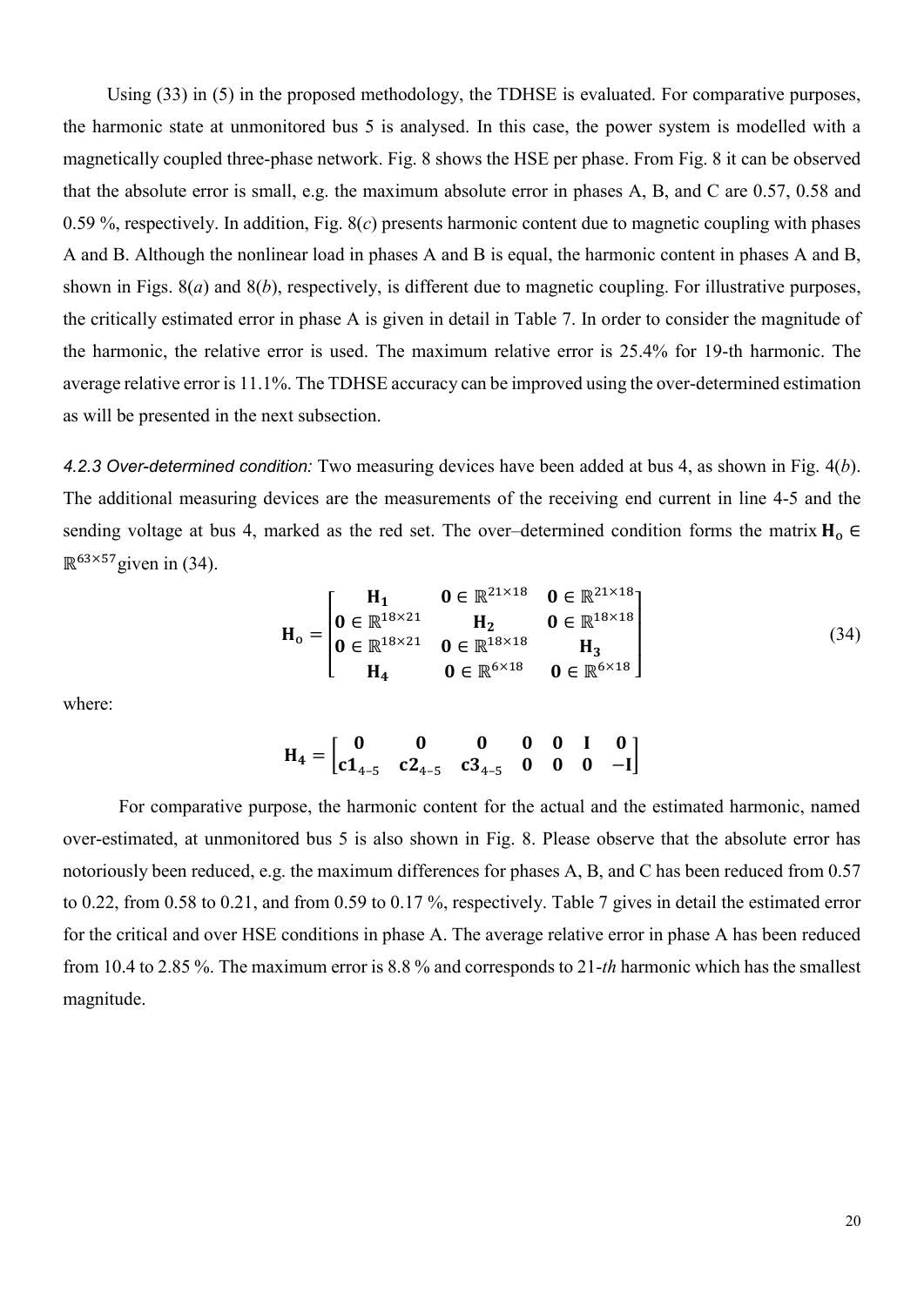Using (33) in (5) in the proposed methodology, the TDHSE is evaluated. For comparative purposes, the harmonic state at unmonitored bus 5 is analysed. In this case, the power system is modelled with a magnetically coupled three-phase network. Fig. 8 shows the HSE per phase. From Fig. 8 it can be observed that the absolute error is small, e.g. the maximum absolute error in phases A, B, and C are 0.57, 0.58 and 0.59 %, respectively. In addition, Fig. 8(*c*) presents harmonic content due to magnetic coupling with phases A and B. Although the nonlinear load in phases A and B is equal, the harmonic content in phases A and B, shown in Figs. 8(*a*) and 8(*b*), respectively, is different due to magnetic coupling. For illustrative purposes, the critically estimated error in phase A is given in detail in Table 7. In order to consider the magnitude of the harmonic, the relative error is used. The maximum relative error is 25.4% for 19-th harmonic. The average relative error is 11.1%. The TDHSE accuracy can be improved using the over-determined estimation as will be presented in the next subsection.

*4.2.3 Over-determined condition:* Two measuring devices have been added at bus 4, as shown in Fig. 4(*b*). The additional measuring devices are the measurements of the receiving end current in line 4-5 and the sending voltage at bus 4, marked as the red set. The over–determined condition forms the matrix $\mathbf{H_o} \in \mathbb{R}^{63\times57}$ given in (34).

$$\mathbf{H_o} = \begin{bmatrix} \mathbf{H_1} & \mathbf{0} \in \mathbb{R}^{21\times18} & \mathbf{0} \in \mathbb{R}^{21\times18} \\ \mathbf{0} \in \mathbb{R}^{18\times21} & \mathbf{H_2} & \mathbf{0} \in \mathbb{R}^{18\times18} \\ \mathbf{0} \in \mathbb{R}^{18\times21} & \mathbf{0} \in \mathbb{R}^{18\times18} & \mathbf{H_3} \\ \mathbf{H_4} & \mathbf{0} \in \mathbb{R}^{6\times18} & \mathbf{0} \in \mathbb{R}^{6\times18} \end{bmatrix} \tag{34}$$

where:

$$\mathbf{H_4} = \begin{bmatrix} \mathbf{0} & \mathbf{0} & \mathbf{0} & \mathbf{0} & \mathbf{0} & \mathbf{I} & \mathbf{0} \\ \mathbf{c1}_{4-5} & \mathbf{c2}_{4-5} & \mathbf{c3}_{4-5} & \mathbf{0} & \mathbf{0} & \mathbf{0} & -\mathbf{I} \end{bmatrix}$$

For comparative purpose, the harmonic content for the actual and the estimated harmonic, named over-estimated, at unmonitored bus 5 is also shown in Fig. 8. Please observe that the absolute error has notoriously been reduced, e.g. the maximum differences for phases A, B, and C has been reduced from 0.57 to 0.22, from 0.58 to 0.21, and from 0.59 to 0.17 %, respectively. Table 7 gives in detail the estimated error for the critical and over HSE conditions in phase A. The average relative error in phase A has been reduced from 10.4 to 2.85 %. The maximum error is 8.8 % and corresponds to 21-*th* harmonic which has the smallest magnitude.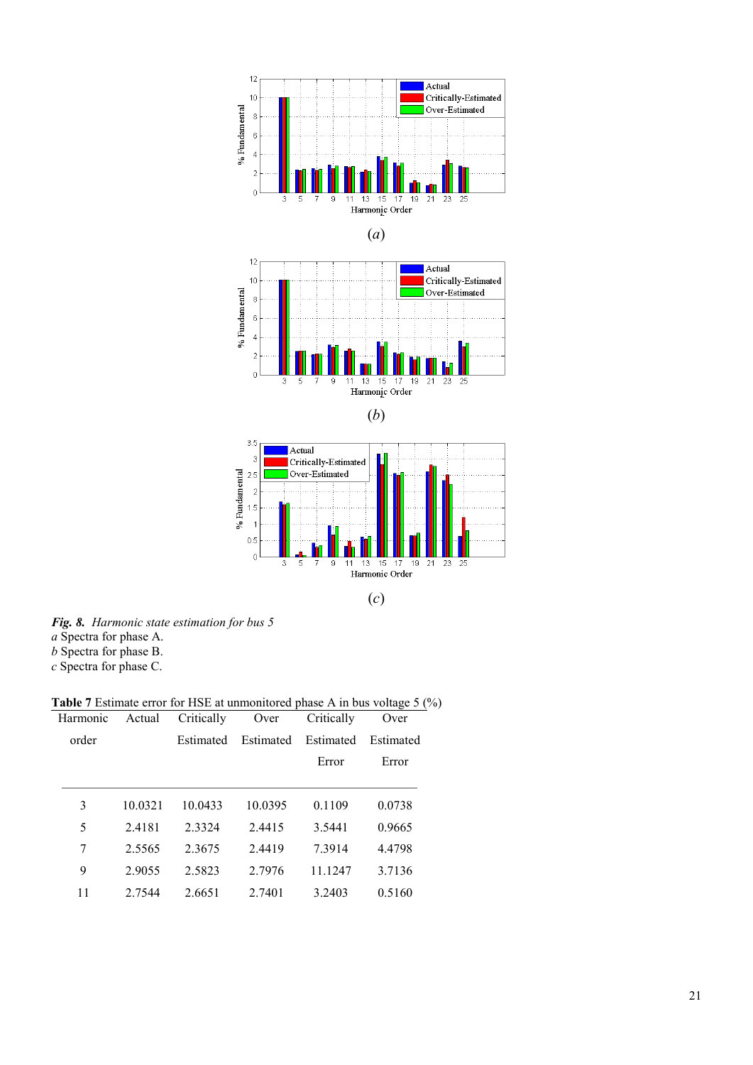*Fig. 8. Harmonic state estimation for bus 5*
*a* Spectra for phase A.
*b* Spectra for phase B.
*c* Spectra for phase C.

**Table 7** Estimate error for HSE at unmonitored phase A in bus voltage 5 (%)

| Harmonic order | Actual | Critically Estimated | Over Estimated | Critically Estimated Error | Over Estimated Error |
|---|---|---|---|---|---|
| 3 | 10.0321 | 10.0433 | 10.0395 | 0.1109 | 0.0738 |
| 5 | 2.4181 | 2.3324 | 2.4415 | 3.5441 | 0.9665 |
| 7 | 2.5565 | 2.3675 | 2.4419 | 7.3914 | 4.4798 |
| 9 | 2.9055 | 2.5823 | 2.7976 | 11.1247 | 3.7136 |
| 11 | 2.7544 | 2.6651 | 2.7401 | 3.2403 | 0.5160 |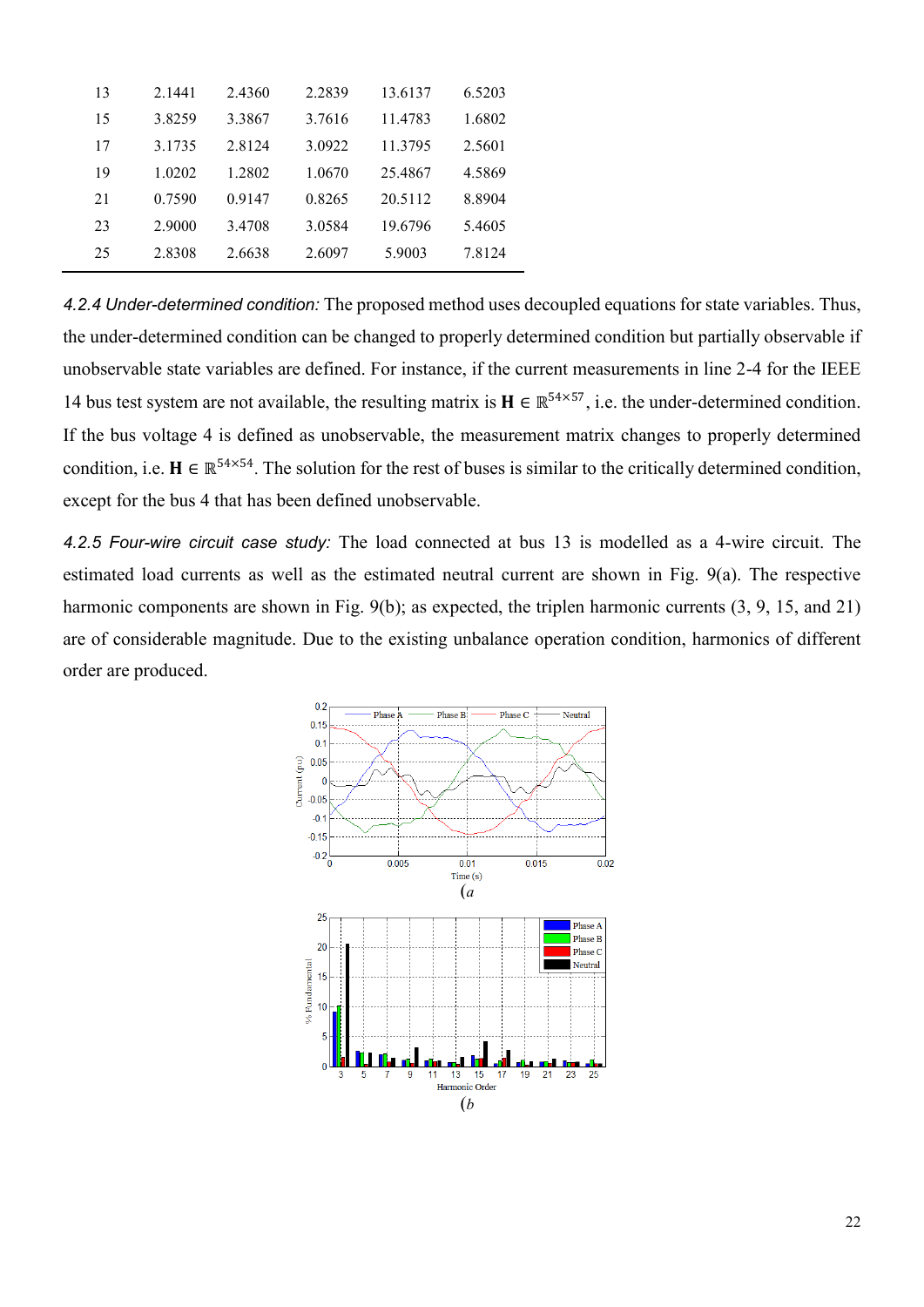| 13 | 2.1441 | 2.4360 | 2.2839 | 13.6137 | 6.5203 |
|---|---|---|---|---|---|
| 15 | 3.8259 | 3.3867 | 3.7616 | 11.4783 | 1.6802 |
| 17 | 3.1735 | 2.8124 | 3.0922 | 11.3795 | 2.5601 |
| 19 | 1.0202 | 1.2802 | 1.0670 | 25.4867 | 4.5869 |
| 21 | 0.7590 | 0.9147 | 0.8265 | 20.5112 | 8.8904 |
| 23 | 2.9000 | 3.4708 | 3.0584 | 19.6796 | 5.4605 |
| 25 | 2.8308 | 2.6638 | 2.6097 | 5.9003 | 7.8124 |

*4.2.4 Under-determined condition:* The proposed method uses decoupled equations for state variables. Thus, the under-determined condition can be changed to properly determined condition but partially observable if unobservable state variables are defined. For instance, if the current measurements in line 2-4 for the IEEE 14 bus test system are not available, the resulting matrix is $\mathbf{H} \in \mathbb{R}^{54\times57}$, i.e. the under-determined condition. If the bus voltage 4 is defined as unobservable, the measurement matrix changes to properly determined condition, i.e. $\mathbf{H} \in \mathbb{R}^{54\times54}$. The solution for the rest of buses is similar to the critically determined condition, except for the bus 4 that has been defined unobservable.

*4.2.5 Four-wire circuit case study:* The load connected at bus 13 is modelled as a 4-wire circuit. The estimated load currents as well as the estimated neutral current are shown in Fig. 9(a). The respective harmonic components are shown in Fig. 9(b); as expected, the triplen harmonic currents (3, 9, 15, and 21) are of considerable magnitude. Due to the existing unbalance operation condition, harmonics of different order are produced.

(*a*

(*b*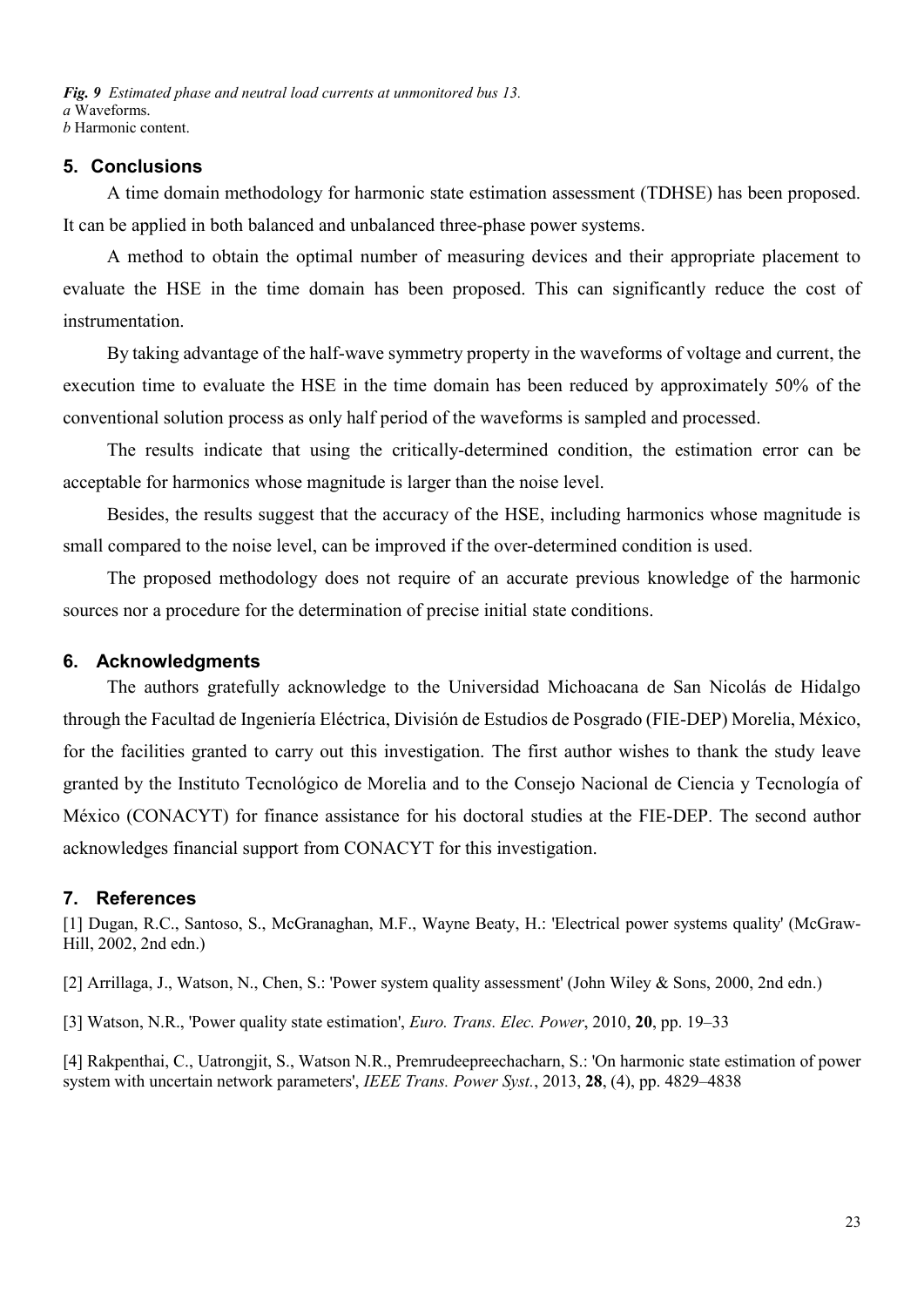*Fig. 9 Estimated phase and neutral load currents at unmonitored bus 13.*
*a* Waveforms.
*b* Harmonic content.

## 5. Conclusions

A time domain methodology for harmonic state estimation assessment (TDHSE) has been proposed. It can be applied in both balanced and unbalanced three-phase power systems.

A method to obtain the optimal number of measuring devices and their appropriate placement to evaluate the HSE in the time domain has been proposed. This can significantly reduce the cost of instrumentation.

By taking advantage of the half-wave symmetry property in the waveforms of voltage and current, the execution time to evaluate the HSE in the time domain has been reduced by approximately 50% of the conventional solution process as only half period of the waveforms is sampled and processed.

The results indicate that using the critically-determined condition, the estimation error can be acceptable for harmonics whose magnitude is larger than the noise level.

Besides, the results suggest that the accuracy of the HSE, including harmonics whose magnitude is small compared to the noise level, can be improved if the over-determined condition is used.

The proposed methodology does not require of an accurate previous knowledge of the harmonic sources nor a procedure for the determination of precise initial state conditions.

## 6. Acknowledgments

The authors gratefully acknowledge to the Universidad Michoacana de San Nicolás de Hidalgo through the Facultad de Ingeniería Eléctrica, División de Estudios de Posgrado (FIE-DEP) Morelia, México, for the facilities granted to carry out this investigation. The first author wishes to thank the study leave granted by the Instituto Tecnológico de Morelia and to the Consejo Nacional de Ciencia y Tecnología of México (CONACYT) for finance assistance for his doctoral studies at the FIE-DEP. The second author acknowledges financial support from CONACYT for this investigation.

## 7. References

[1] Dugan, R.C., Santoso, S., McGranaghan, M.F., Wayne Beaty, H.: 'Electrical power systems quality' (McGraw-Hill, 2002, 2nd edn.)

[2] Arrillaga, J., Watson, N., Chen, S.: 'Power system quality assessment' (John Wiley & Sons, 2000, 2nd edn.)

[3] Watson, N.R., 'Power quality state estimation', *Euro. Trans. Elec. Power*, 2010, **20**, pp. 19–33

[4] Rakpenthai, C., Uatrongjit, S., Watson N.R., Premrudeepreechacharn, S.: 'On harmonic state estimation of power system with uncertain network parameters', *IEEE Trans. Power Syst.*, 2013, **28**, (4), pp. 4829–4838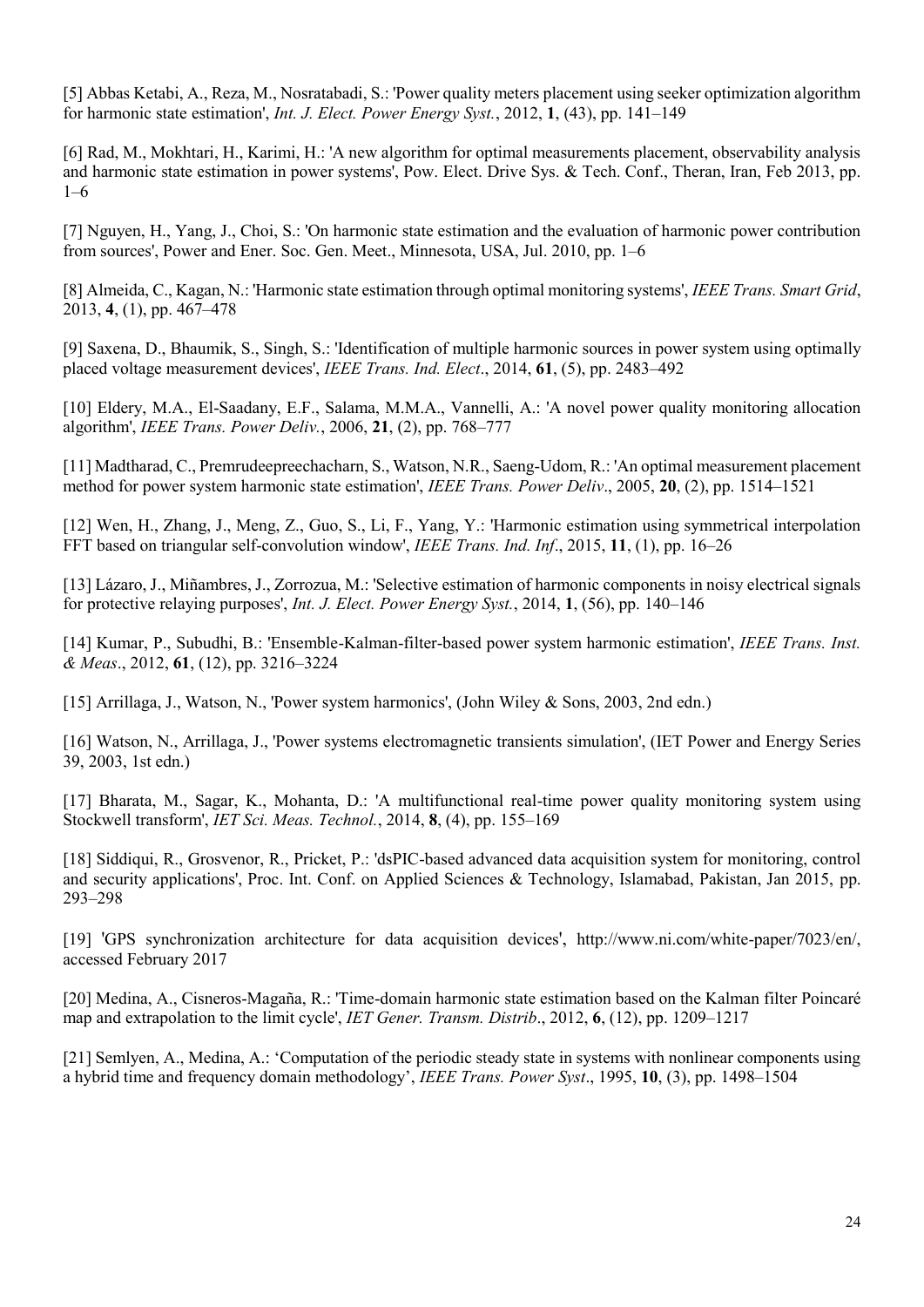[5] Abbas Ketabi, A., Reza, M., Nosratabadi, S.: 'Power quality meters placement using seeker optimization algorithm for harmonic state estimation', *Int. J. Elect. Power Energy Syst.*, 2012, **1**, (43), pp. 141–149

[6] Rad, M., Mokhtari, H., Karimi, H.: 'A new algorithm for optimal measurements placement, observability analysis and harmonic state estimation in power systems', Pow. Elect. Drive Sys. & Tech. Conf., Theran, Iran, Feb 2013, pp. 1–6

[7] Nguyen, H., Yang, J., Choi, S.: 'On harmonic state estimation and the evaluation of harmonic power contribution from sources', Power and Ener. Soc. Gen. Meet., Minnesota, USA, Jul. 2010, pp. 1–6

[8] Almeida, C., Kagan, N.: 'Harmonic state estimation through optimal monitoring systems', *IEEE Trans. Smart Grid*, 2013, **4**, (1), pp. 467–478

[9] Saxena, D., Bhaumik, S., Singh, S.: 'Identification of multiple harmonic sources in power system using optimally placed voltage measurement devices', *IEEE Trans. Ind. Elect*., 2014, **61**, (5), pp. 2483–492

[10] Eldery, M.A., El-Saadany, E.F., Salama, M.M.A., Vannelli, A.: 'A novel power quality monitoring allocation algorithm', *IEEE Trans. Power Deliv.*, 2006, **21**, (2), pp. 768–777

[11] Madtharad, C., Premrudeepreechacharn, S., Watson, N.R., Saeng-Udom, R.: 'An optimal measurement placement method for power system harmonic state estimation', *IEEE Trans. Power Deliv*., 2005, **20**, (2), pp. 1514–1521

[12] Wen, H., Zhang, J., Meng, Z., Guo, S., Li, F., Yang, Y.: 'Harmonic estimation using symmetrical interpolation FFT based on triangular self-convolution window', *IEEE Trans. Ind. Inf*., 2015, **11**, (1), pp. 16–26

[13] Lázaro, J., Miñambres, J., Zorrozua, M.: 'Selective estimation of harmonic components in noisy electrical signals for protective relaying purposes', *Int. J. Elect. Power Energy Syst.*, 2014, **1**, (56), pp. 140–146

[14] Kumar, P., Subudhi, B.: 'Ensemble-Kalman-filter-based power system harmonic estimation', *IEEE Trans. Inst. & Meas*., 2012, **61**, (12), pp. 3216–3224

[15] Arrillaga, J., Watson, N., 'Power system harmonics', (John Wiley & Sons, 2003, 2nd edn.)

[16] Watson, N., Arrillaga, J., 'Power systems electromagnetic transients simulation', (IET Power and Energy Series 39, 2003, 1st edn.)

[17] Bharata, M., Sagar, K., Mohanta, D.: 'A multifunctional real-time power quality monitoring system using Stockwell transform', *IET Sci. Meas. Technol.*, 2014, **8**, (4), pp. 155–169

[18] Siddiqui, R., Grosvenor, R., Pricket, P.: 'dsPIC-based advanced data acquisition system for monitoring, control and security applications', Proc. Int. Conf. on Applied Sciences & Technology, Islamabad, Pakistan, Jan 2015, pp. 293–298

[19] 'GPS synchronization architecture for data acquisition devices', http://www.ni.com/white-paper/7023/en/, accessed February 2017

[20] Medina, A., Cisneros-Magaña, R.: 'Time-domain harmonic state estimation based on the Kalman filter Poincaré map and extrapolation to the limit cycle', *IET Gener. Transm. Distrib*., 2012, **6**, (12), pp. 1209–1217

[21] Semlyen, A., Medina, A.: 'Computation of the periodic steady state in systems with nonlinear components using a hybrid time and frequency domain methodology', *IEEE Trans. Power Syst*., 1995, **10**, (3), pp. 1498–1504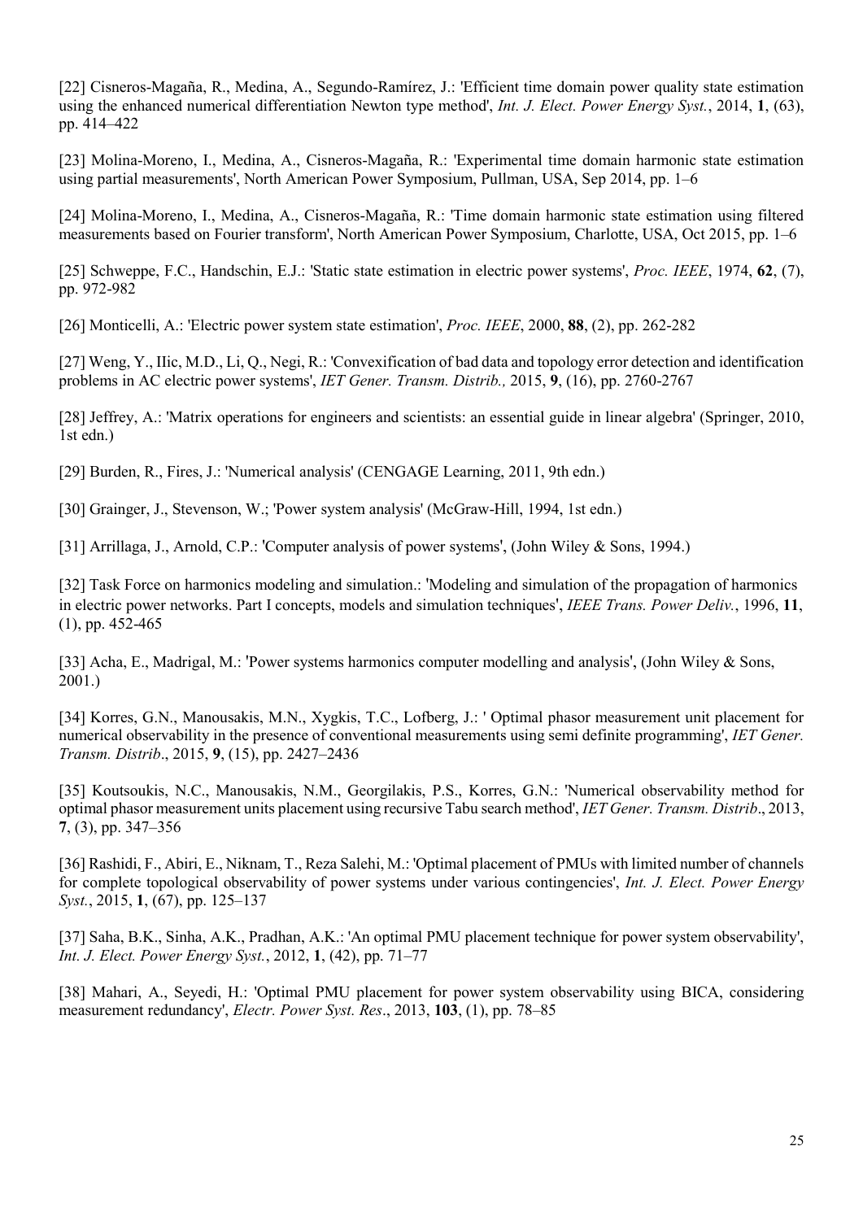[22] Cisneros-Magaña, R., Medina, A., Segundo-Ramírez, J.: 'Efficient time domain power quality state estimation using the enhanced numerical differentiation Newton type method', *Int. J. Elect. Power Energy Syst.*, 2014, **1**, (63), pp. 414–422

[23] Molina-Moreno, I., Medina, A., Cisneros-Magaña, R.: 'Experimental time domain harmonic state estimation using partial measurements', North American Power Symposium, Pullman, USA, Sep 2014, pp. 1–6

[24] Molina-Moreno, I., Medina, A., Cisneros-Magaña, R.: 'Time domain harmonic state estimation using filtered measurements based on Fourier transform', North American Power Symposium, Charlotte, USA, Oct 2015, pp. 1–6

[25] Schweppe, F.C., Handschin, E.J.: 'Static state estimation in electric power systems', *Proc. IEEE*, 1974, **62**, (7), pp. 972-982

[26] Monticelli, A.: 'Electric power system state estimation', *Proc. IEEE*, 2000, **88**, (2), pp. 262-282

[27] Weng, Y., IIic, M.D., Li, Q., Negi, R.: 'Convexification of bad data and topology error detection and identification problems in AC electric power systems', *IET Gener. Transm. Distrib.,* 2015, **9**, (16), pp. 2760-2767

[28] Jeffrey, A.: 'Matrix operations for engineers and scientists: an essential guide in linear algebra' (Springer, 2010, 1st edn.)

[29] Burden, R., Fires, J.: 'Numerical analysis' (CENGAGE Learning, 2011, 9th edn.)

[30] Grainger, J., Stevenson, W.; 'Power system analysis' (McGraw-Hill, 1994, 1st edn.)

[31] Arrillaga, J., Arnold, C.P.: 'Computer analysis of power systems', (John Wiley & Sons, 1994.)

[32] Task Force on harmonics modeling and simulation.: 'Modeling and simulation of the propagation of harmonics in electric power networks. Part I concepts, models and simulation techniques', *IEEE Trans. Power Deliv.*, 1996, **11**, (1), pp. 452-465

[33] Acha, E., Madrigal, M.: 'Power systems harmonics computer modelling and analysis', (John Wiley & Sons, 2001.)

[34] Korres, G.N., Manousakis, M.N., Xygkis, T.C., Lofberg, J.: ' Optimal phasor measurement unit placement for numerical observability in the presence of conventional measurements using semi definite programming', *IET Gener. Transm. Distrib*., 2015, **9**, (15), pp. 2427–2436

[35] Koutsoukis, N.C., Manousakis, N.M., Georgilakis, P.S., Korres, G.N.: 'Numerical observability method for optimal phasor measurement units placement using recursive Tabu search method', *IET Gener. Transm. Distrib*., 2013, **7**, (3), pp. 347–356

[36] Rashidi, F., Abiri, E., Niknam, T., Reza Salehi, M.: 'Optimal placement of PMUs with limited number of channels for complete topological observability of power systems under various contingencies', *Int. J. Elect. Power Energy Syst.*, 2015, **1**, (67), pp. 125–137

[37] Saha, B.K., Sinha, A.K., Pradhan, A.K.: 'An optimal PMU placement technique for power system observability', *Int. J. Elect. Power Energy Syst.*, 2012, **1**, (42), pp. 71–77

[38] Mahari, A., Seyedi, H.: 'Optimal PMU placement for power system observability using BICA, considering measurement redundancy', *Electr. Power Syst. Res*., 2013, **103**, (1), pp. 78–85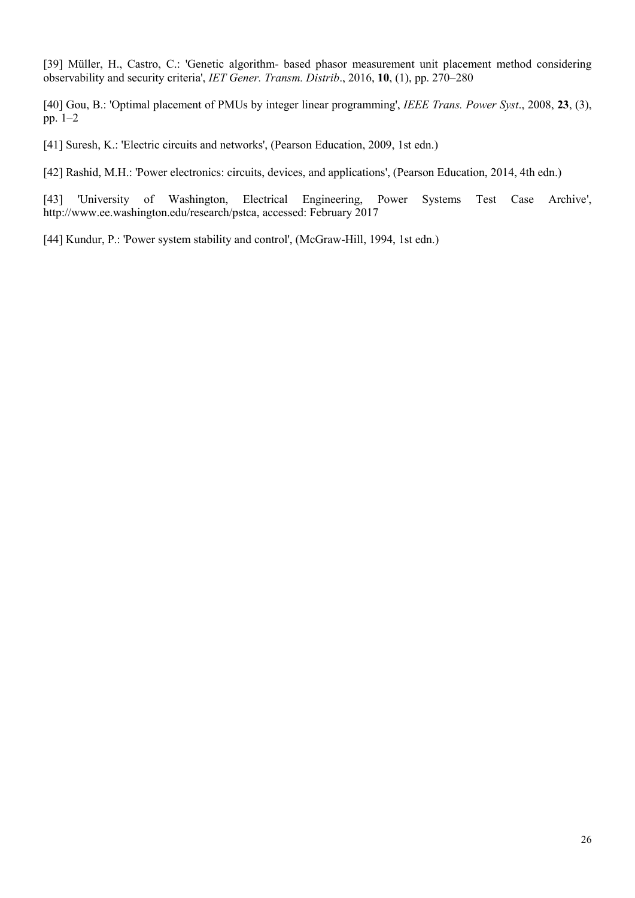[39] Müller, H., Castro, C.: 'Genetic algorithm- based phasor measurement unit placement method considering observability and security criteria', *IET Gener. Transm. Distrib*., 2016, **10**, (1), pp. 270–280

[40] Gou, B.: 'Optimal placement of PMUs by integer linear programming', *IEEE Trans. Power Syst*., 2008, **23**, (3), pp. 1–2

[41] Suresh, K.: 'Electric circuits and networks', (Pearson Education, 2009, 1st edn.)

[42] Rashid, M.H.: 'Power electronics: circuits, devices, and applications', (Pearson Education, 2014, 4th edn.)

[43] 'University of Washington, Electrical Engineering, Power Systems Test Case Archive', http://www.ee.washington.edu/research/pstca, accessed: February 2017

[44] Kundur, P.: 'Power system stability and control', (McGraw-Hill, 1994, 1st edn.)